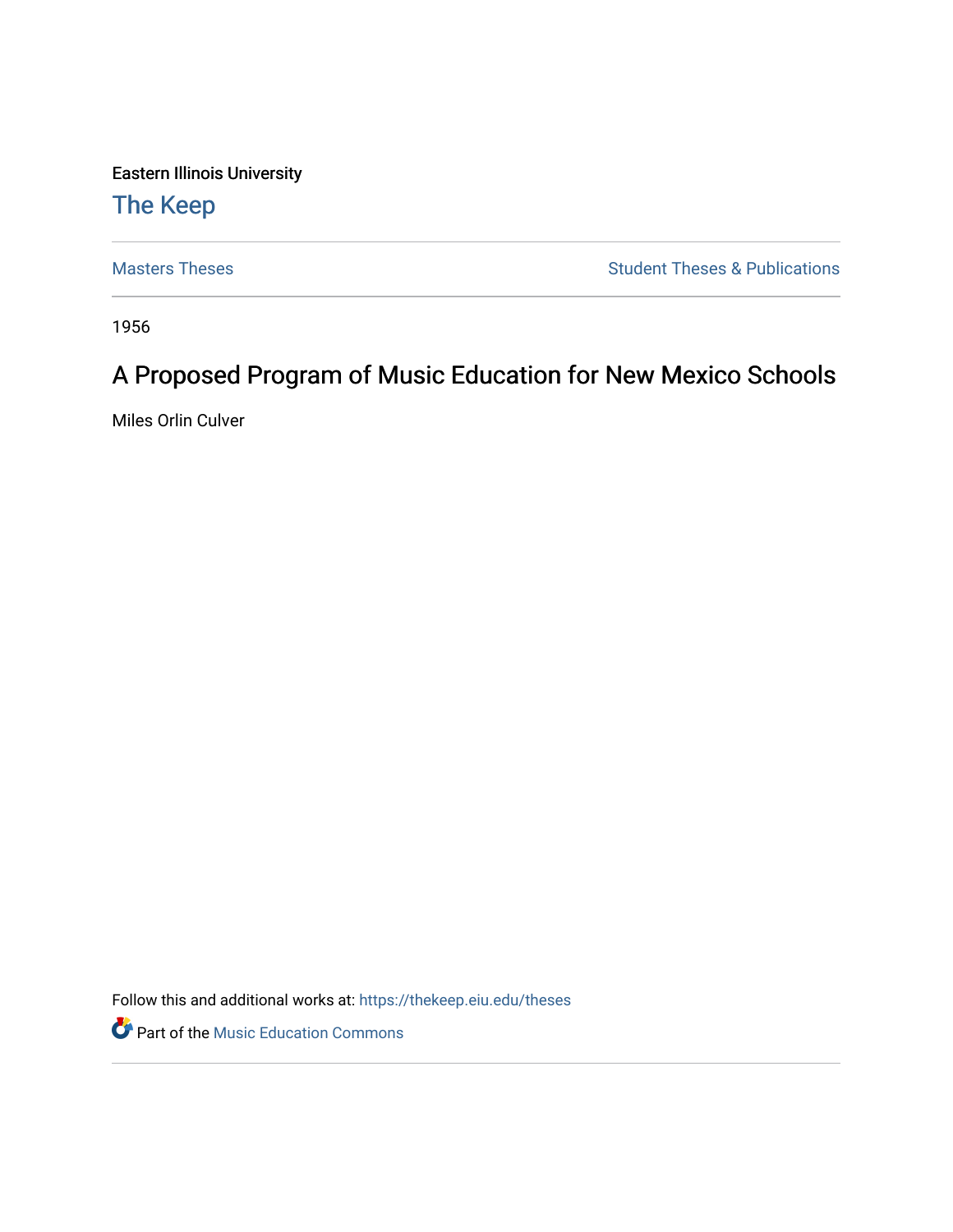Eastern Illinois University

# The Keep

Masters Theses | Student Theses & Publications

1956

## A Proposed Program of Music Education for New Mexico Schools

Miles Orlin Culver

Follow this and additional works at: https://thekeep.eiu.edu/theses

Part of the Music Education Commons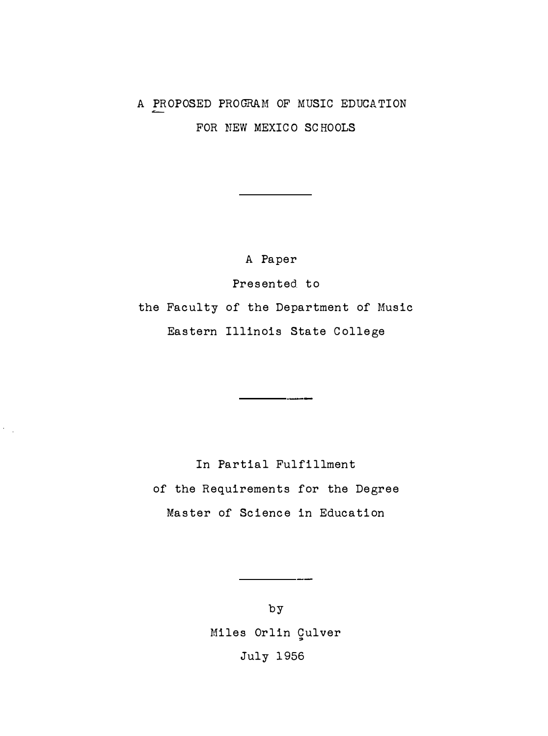# A PROPOSED PROGRAM OF MUSIC EDUCATION FOR NEW MEXICO SCHOOLS

---

A Paper

Presented to

the Faculty of the Department of Music

Eastern Illinois State College

---

In Partial Fulfillment

of the Requirements for the Degree

Master of Science in Education

---

by

Miles Orlin Culver

July 1956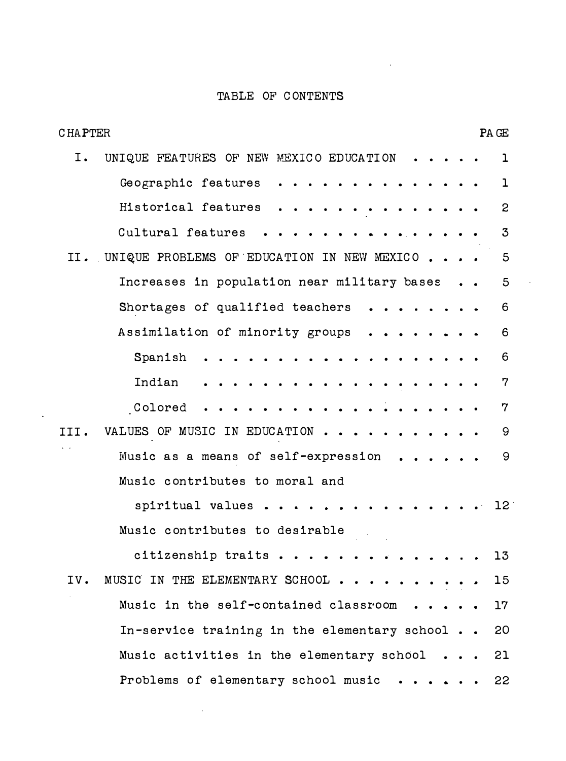# TABLE OF CONTENTS

| CHAPTER | | PAGE |
|---|---|---|
| I. | UNIQUE FEATURES OF NEW MEXICO EDUCATION | 1 |
| | Geographic features | 1 |
| | Historical features | 2 |
| | Cultural features | 3 |
| II. | UNIQUE PROBLEMS OF EDUCATION IN NEW MEXICO | 5 |
| | Increases in population near military bases | 5 |
| | Shortages of qualified teachers | 6 |
| | Assimilation of minority groups | 6 |
| | Spanish | 6 |
| | Indian | 7 |
| | Colored | 7 |
| III. | VALUES OF MUSIC IN EDUCATION | 9 |
| | Music as a means of self-expression | 9 |
| | Music contributes to moral and spiritual values | 12 |
| | Music contributes to desirable citizenship traits | 13 |
| IV. | MUSIC IN THE ELEMENTARY SCHOOL | 15 |
| | Music in the self-contained classroom | 17 |
| | In-service training in the elementary school | 20 |
| | Music activities in the elementary school | 21 |
| | Problems of elementary school music | 22 |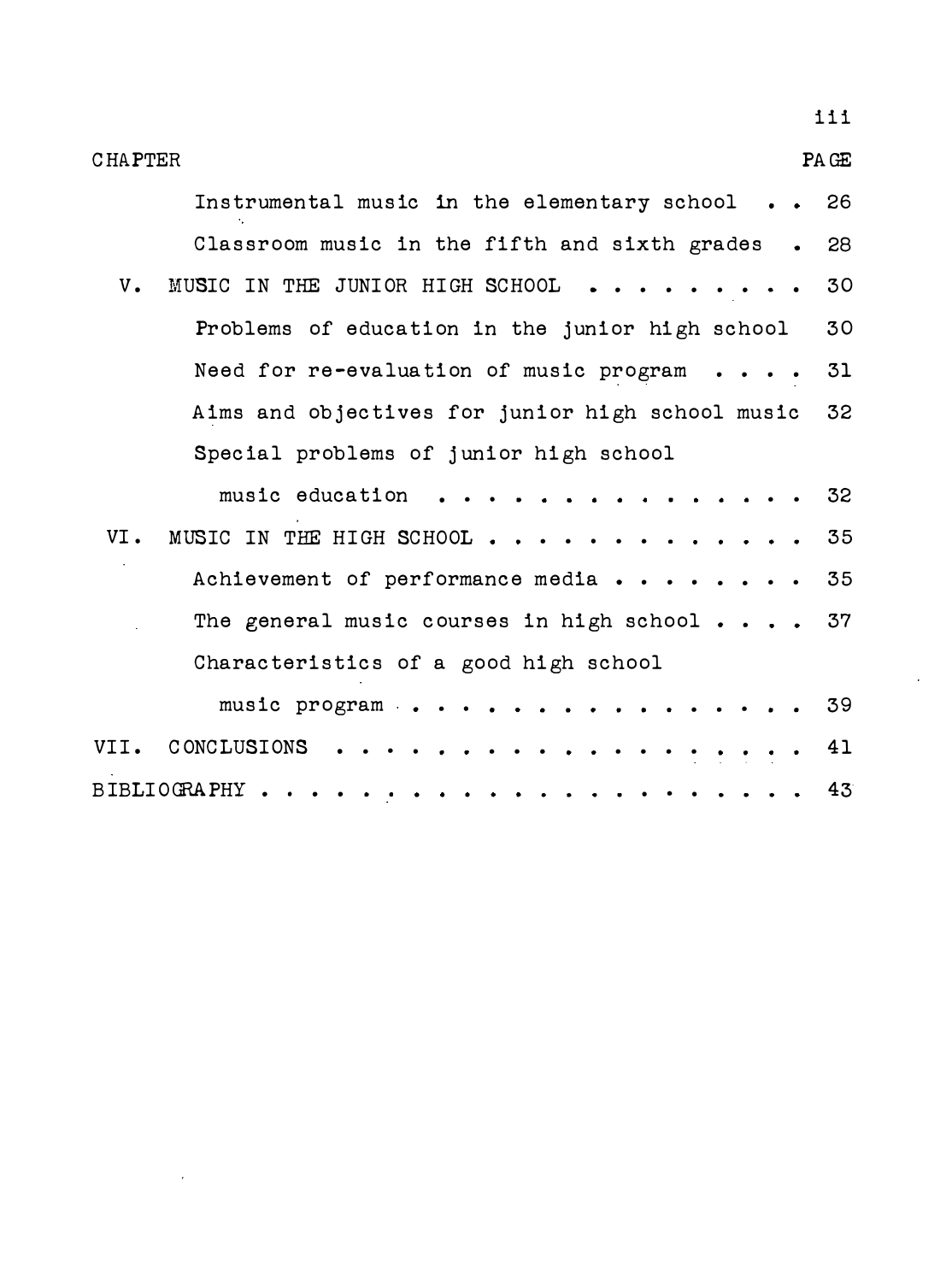| CHAPTER | | PAGE |
|---|---|---|
| | Instrumental music in the elementary school . . | 26 |
| | Classroom music in the fifth and sixth grades . | 28 |
| V. | MUSIC IN THE JUNIOR HIGH SCHOOL . . . . . . . . . | 30 |
| | Problems of education in the junior high school | 30 |
| | Need for re-evaluation of music program . . . . | 31 |
| | Aims and objectives for junior high school music | 32 |
| | Special problems of junior high school music education . . . . . . . . . . . . . . . | 32 |
| VI. | MUSIC IN THE HIGH SCHOOL . . . . . . . . . . . . . | 35 |
| | Achievement of performance media . . . . . . . . | 35 |
| | The general music courses in high school . . . . | 37 |
| | Characteristics of a good high school music program . . . . . . . . . . . . . . . . . | 39 |
| VII. | CONCLUSIONS . . . . . . . . . . . . . . . . . . . | 41 |
| BIBLIOGRAPHY | . . . . . . . . . . . . . . . . . . . . . . | 43 |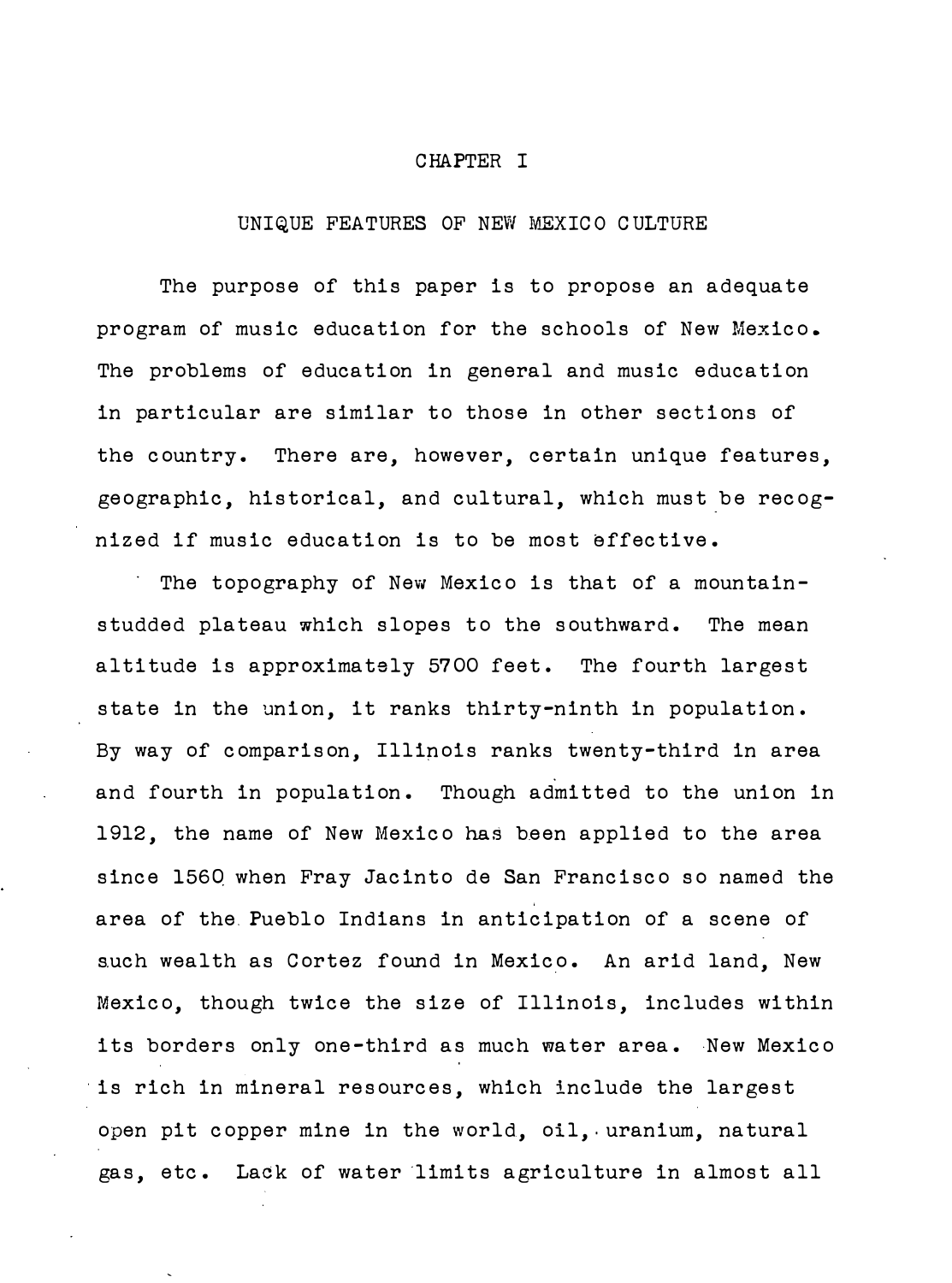# CHAPTER I

## UNIQUE FEATURES OF NEW MEXICO CULTURE

The purpose of this paper is to propose an adequate program of music education for the schools of New Mexico. The problems of education in general and music education in particular are similar to those in other sections of the country. There are, however, certain unique features, geographic, historical, and cultural, which must be recognized if music education is to be most effective.

The topography of New Mexico is that of a mountain-studded plateau which slopes to the southward. The mean altitude is approximately 5700 feet. The fourth largest state in the union, it ranks thirty-ninth in population. By way of comparison, Illinois ranks twenty-third in area and fourth in population. Though admitted to the union in 1912, the name of New Mexico has been applied to the area since 1560 when Fray Jacinto de San Francisco so named the area of the Pueblo Indians in anticipation of a scene of such wealth as Cortez found in Mexico. An arid land, New Mexico, though twice the size of Illinois, includes within its borders only one-third as much water area. New Mexico is rich in mineral resources, which include the largest open pit copper mine in the world, oil, uranium, natural gas, etc. Lack of water limits agriculture in almost all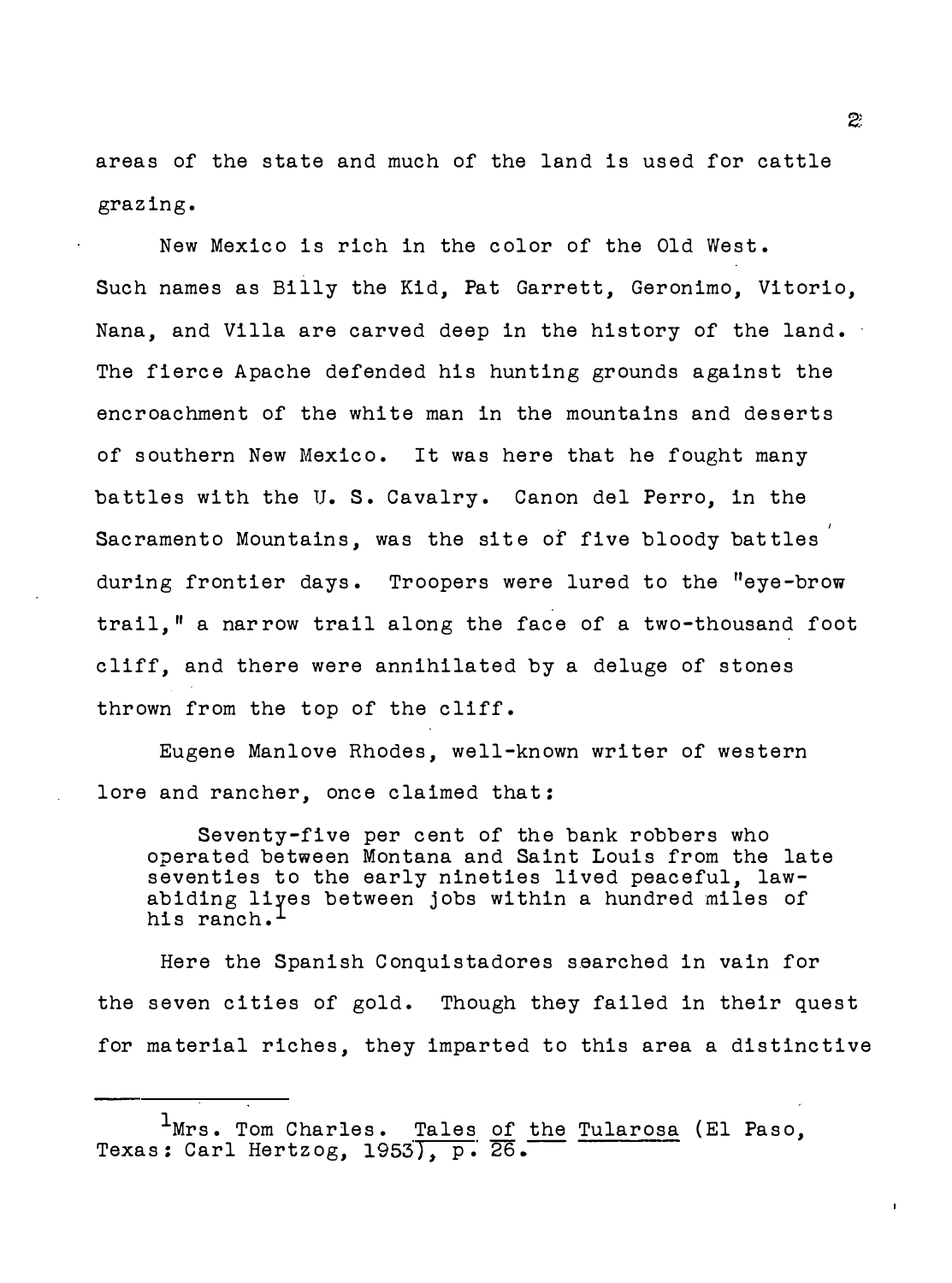areas of the state and much of the land is used for cattle grazing.

New Mexico is rich in the color of the Old West. Such names as Billy the Kid, Pat Garrett, Geronimo, Vitorio, Nana, and Villa are carved deep in the history of the land. The fierce Apache defended his hunting grounds against the encroachment of the white man in the mountains and deserts of southern New Mexico. It was here that he fought many battles with the U. S. Cavalry. Canon del Perro, in the Sacramento Mountains, was the site of five bloody battles during frontier days. Troopers were lured to the "eye-brow trail," a narrow trail along the face of a two-thousand foot cliff, and there were annihilated by a deluge of stones thrown from the top of the cliff.

Eugene Manlove Rhodes, well-known writer of western lore and rancher, once claimed that:

> Seventy-five per cent of the bank robbers who operated between Montana and Saint Louis from the late seventies to the early nineties lived peaceful, law-abiding lives between jobs within a hundred miles of his ranch.[1]

Here the Spanish Conquistadores searched in vain for the seven cities of gold. Though they failed in their quest for material riches, they imparted to this area a distinctive

---

[1]Mrs. Tom Charles. _Tales of the Tularosa_ (El Paso, Texas: Carl Hertzog, 1953), p. 26.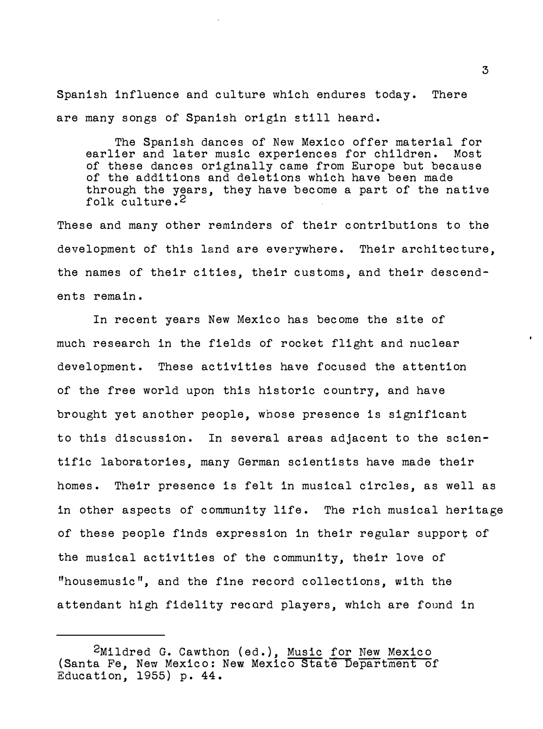Spanish influence and culture which endures today. There are many songs of Spanish origin still heard.

> The Spanish dances of New Mexico offer material for earlier and later music experiences for children. Most of these dances originally came from Europe but because of the additions and deletions which have been made through the years, they have become a part of the native folk culture.[2]

These and many other reminders of their contributions to the development of this land are everywhere. Their architecture, the names of their cities, their customs, and their descendents remain.

In recent years New Mexico has become the site of much research in the fields of rocket flight and nuclear development. These activities have focused the attention of the free world upon this historic country, and have brought yet another people, whose presence is significant to this discussion. In several areas adjacent to the scientific laboratories, many German scientists have made their homes. Their presence is felt in musical circles, as well as in other aspects of community life. The rich musical heritage of these people finds expression in their regular support of the musical activities of the community, their love of "housemusic", and the fine record collections, with the attendant high fidelity record players, which are found in

---

[2]Mildred G. Cawthon (ed.), Music for New Mexico (Santa Fe, New Mexico: New Mexico State Department of Education, 1955) p. 44.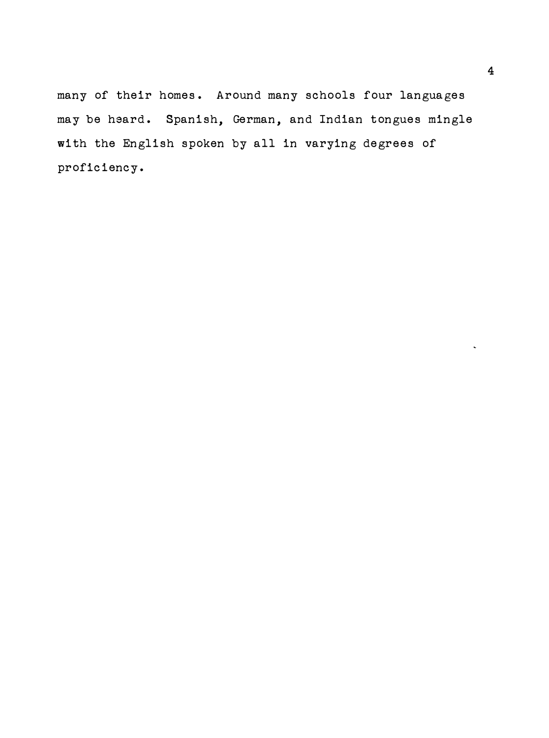many of their homes. Around many schools four languages may be heard. Spanish, German, and Indian tongues mingle with the English spoken by all in varying degrees of proficiency.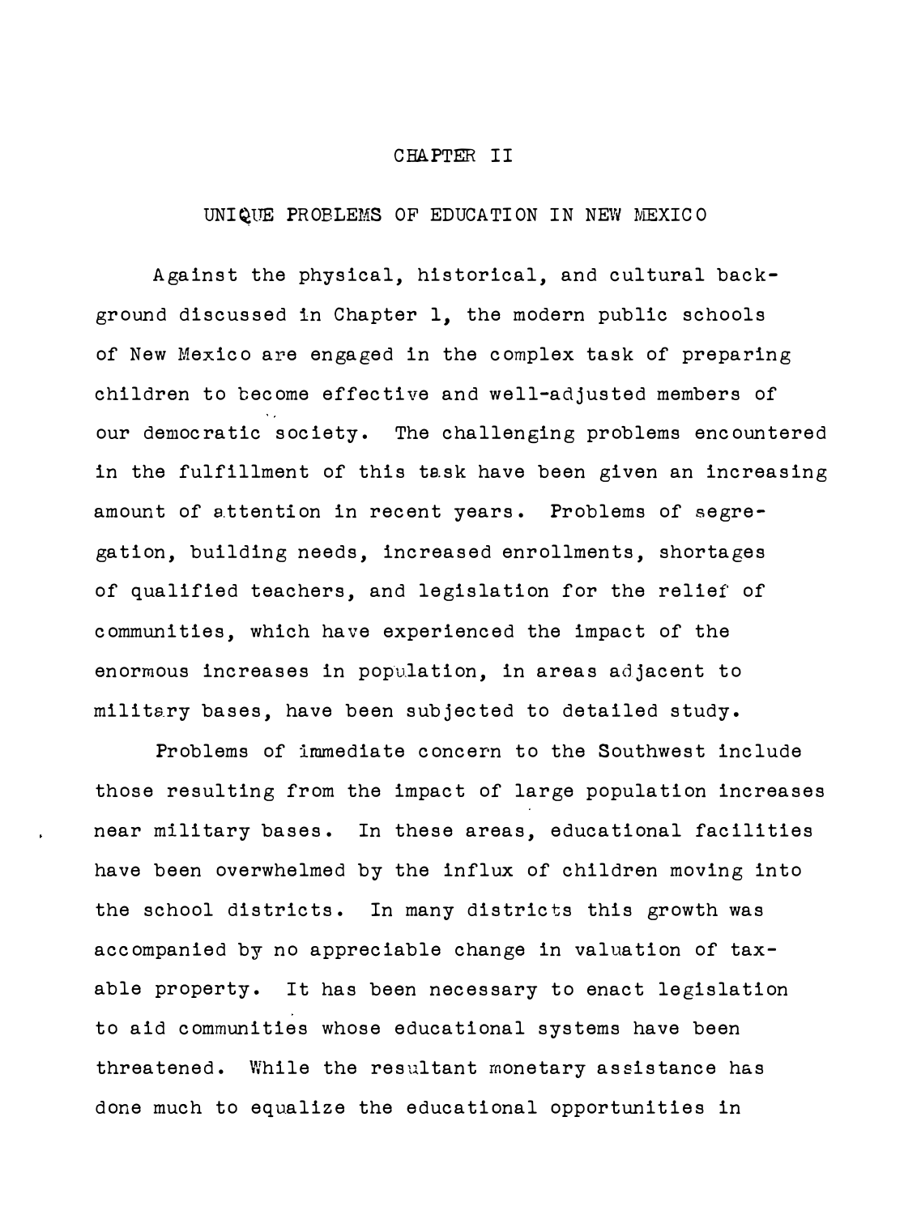# CHAPTER II

## UNIQUE PROBLEMS OF EDUCATION IN NEW MEXICO

Against the physical, historical, and cultural background discussed in Chapter 1, the modern public schools of New Mexico are engaged in the complex task of preparing children to become effective and well-adjusted members of our democratic society. The challenging problems encountered in the fulfillment of this task have been given an increasing amount of attention in recent years. Problems of segregation, building needs, increased enrollments, shortages of qualified teachers, and legislation for the relief of communities, which have experienced the impact of the enormous increases in population, in areas adjacent to military bases, have been subjected to detailed study.

Problems of immediate concern to the Southwest include those resulting from the impact of large population increases near military bases. In these areas, educational facilities have been overwhelmed by the influx of children moving into the school districts. In many districts this growth was accompanied by no appreciable change in valuation of taxable property. It has been necessary to enact legislation to aid communities whose educational systems have been threatened. While the resultant monetary assistance has done much to equalize the educational opportunities in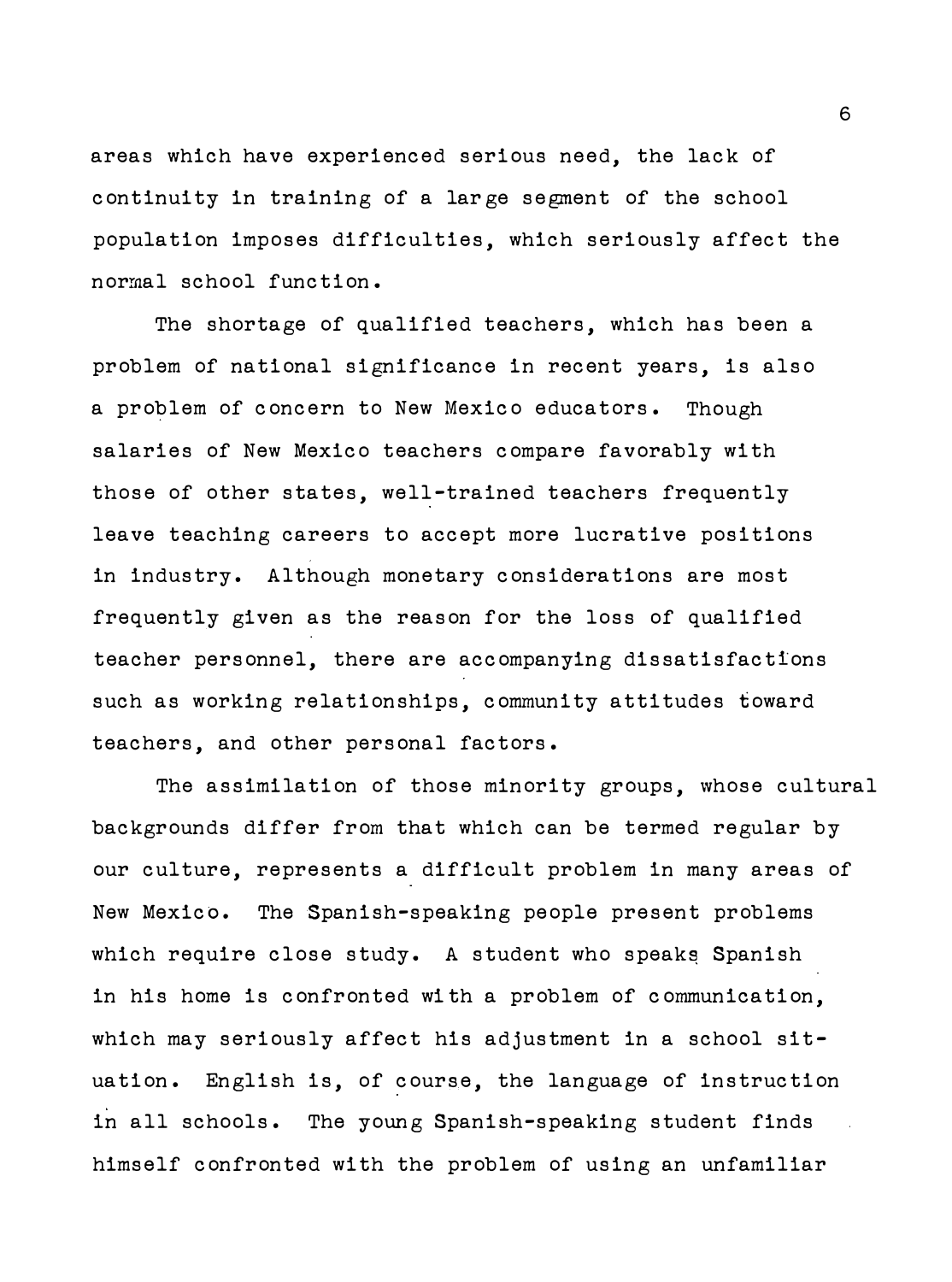areas which have experienced serious need, the lack of continuity in training of a large segment of the school population imposes difficulties, which seriously affect the normal school function.

The shortage of qualified teachers, which has been a problem of national significance in recent years, is also a problem of concern to New Mexico educators. Though salaries of New Mexico teachers compare favorably with those of other states, well-trained teachers frequently leave teaching careers to accept more lucrative positions in industry. Although monetary considerations are most frequently given as the reason for the loss of qualified teacher personnel, there are accompanying dissatisfactions such as working relationships, community attitudes toward teachers, and other personal factors.

The assimilation of those minority groups, whose cultural backgrounds differ from that which can be termed regular by our culture, represents a difficult problem in many areas of New Mexico. The Spanish-speaking people present problems which require close study. A student who speaks Spanish in his home is confronted with a problem of communication, which may seriously affect his adjustment in a school situation. English is, of course, the language of instruction in all schools. The young Spanish-speaking student finds himself confronted with the problem of using an unfamiliar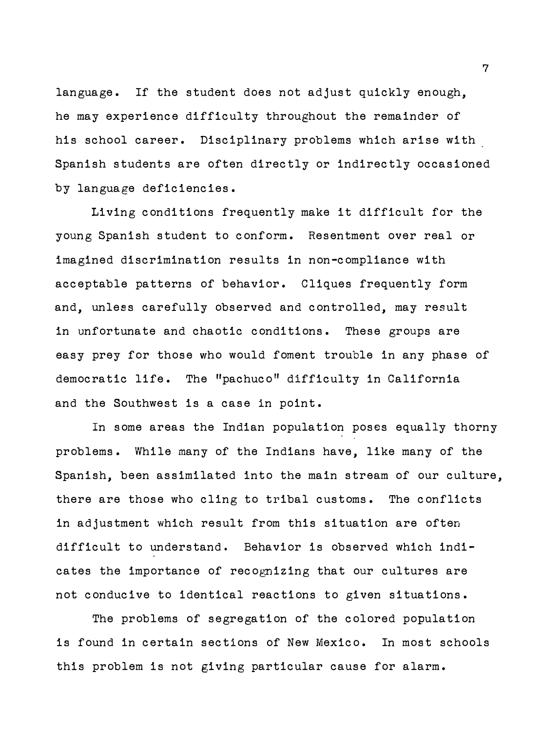language. If the student does not adjust quickly enough, he may experience difficulty throughout the remainder of his school career. Disciplinary problems which arise with Spanish students are often directly or indirectly occasioned by language deficiencies.

Living conditions frequently make it difficult for the young Spanish student to conform. Resentment over real or imagined discrimination results in non-compliance with acceptable patterns of behavior. Cliques frequently form and, unless carefully observed and controlled, may result in unfortunate and chaotic conditions. These groups are easy prey for those who would foment trouble in any phase of democratic life. The "pachuco" difficulty in California and the Southwest is a case in point.

In some areas the Indian population poses equally thorny problems. While many of the Indians have, like many of the Spanish, been assimilated into the main stream of our culture, there are those who cling to tribal customs. The conflicts in adjustment which result from this situation are often difficult to understand. Behavior is observed which indicates the importance of recognizing that our cultures are not conducive to identical reactions to given situations.

The problems of segregation of the colored population is found in certain sections of New Mexico. In most schools this problem is not giving particular cause for alarm.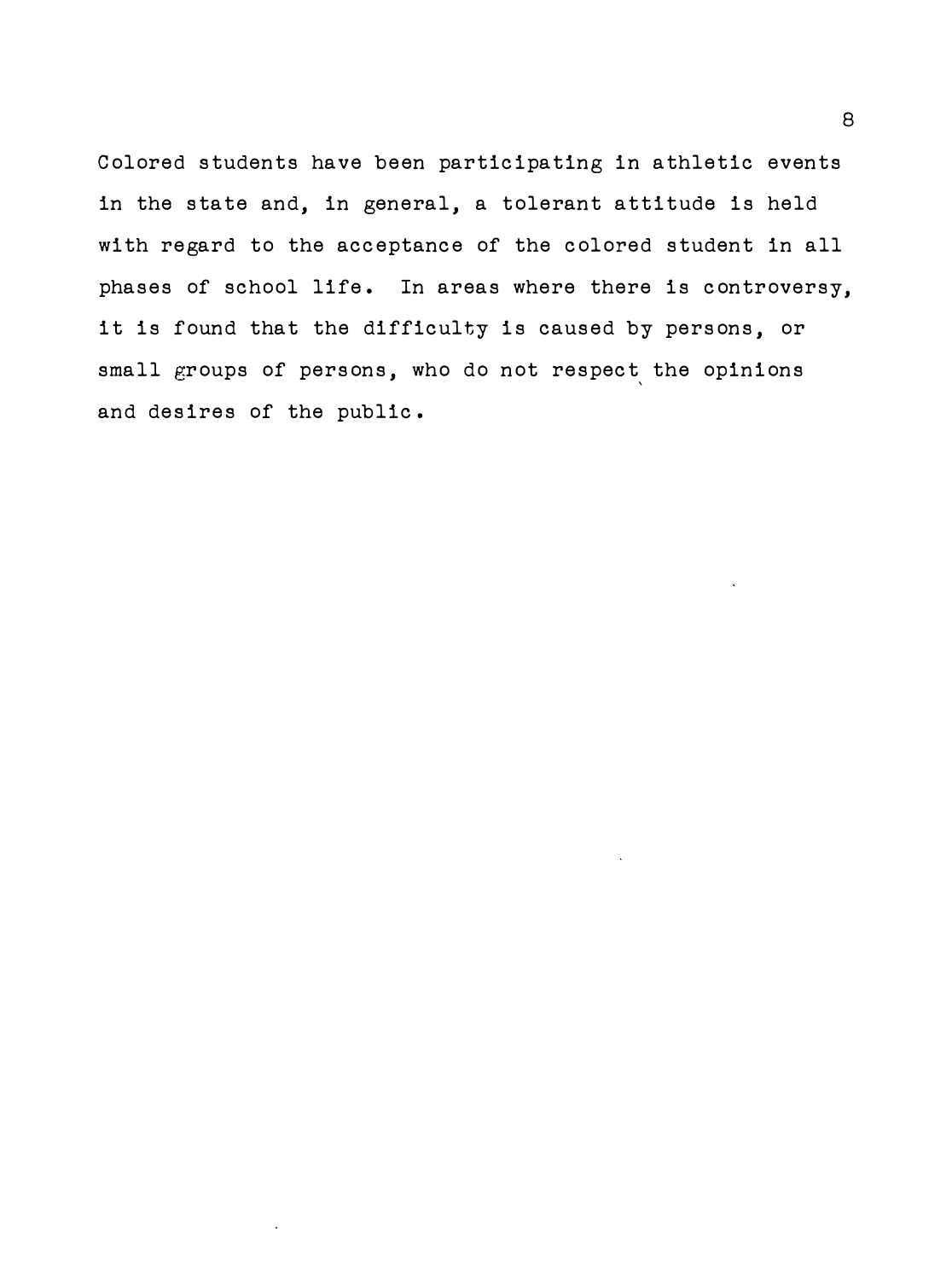Colored students have been participating in athletic events in the state and, in general, a tolerant attitude is held with regard to the acceptance of the colored student in all phases of school life. In areas where there is controversy, it is found that the difficulty is caused by persons, or small groups of persons, who do not respect the opinions and desires of the public.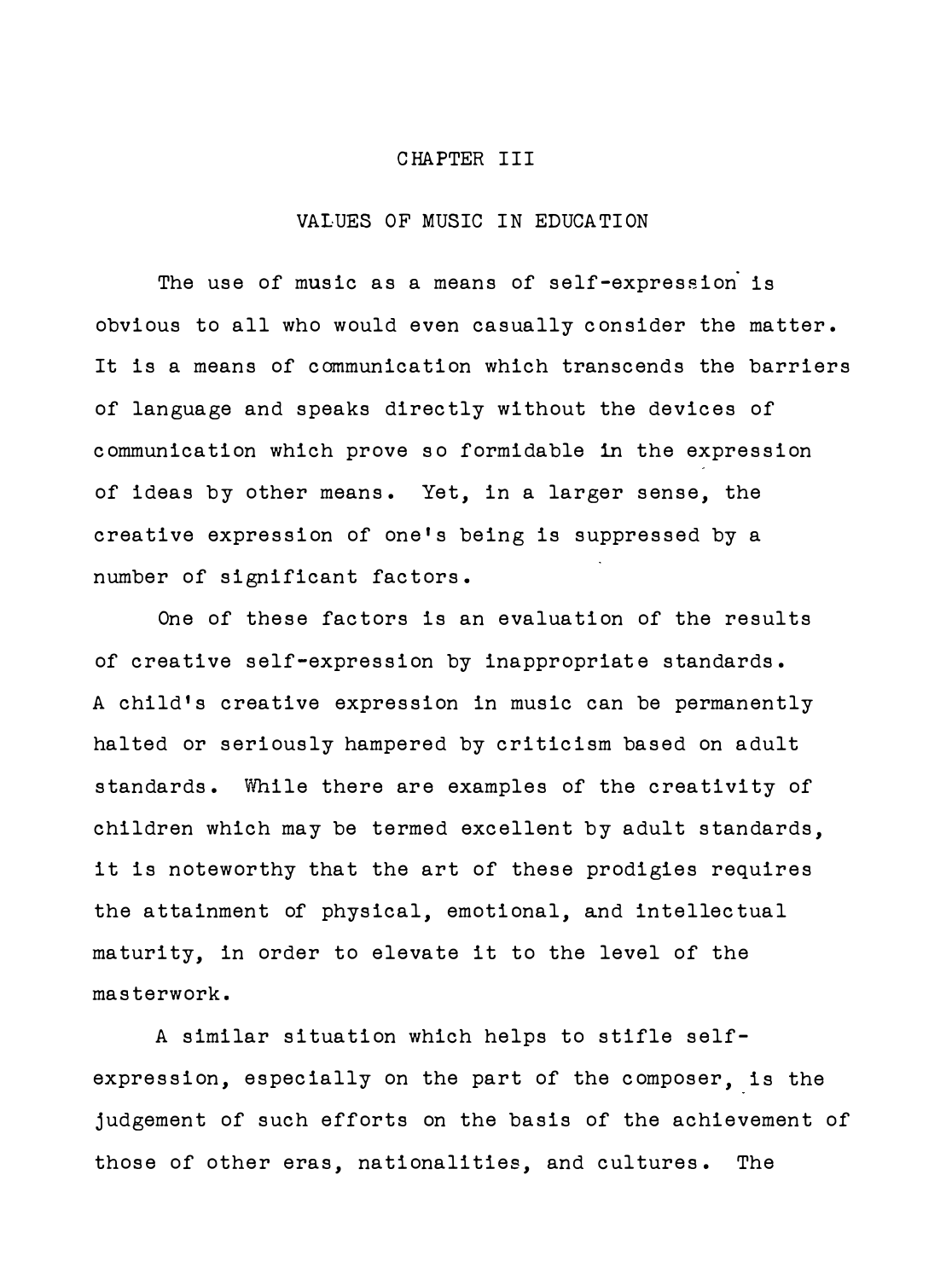# CHAPTER III

## VALUES OF MUSIC IN EDUCATION

The use of music as a means of self-expression is obvious to all who would even casually consider the matter. It is a means of communication which transcends the barriers of language and speaks directly without the devices of communication which prove so formidable in the expression of ideas by other means. Yet, in a larger sense, the creative expression of one's being is suppressed by a number of significant factors.

One of these factors is an evaluation of the results of creative self-expression by inappropriate standards. A child's creative expression in music can be permanently halted or seriously hampered by criticism based on adult standards. While there are examples of the creativity of children which may be termed excellent by adult standards, it is noteworthy that the art of these prodigies requires the attainment of physical, emotional, and intellectual maturity, in order to elevate it to the level of the masterwork.

A similar situation which helps to stifle self-expression, especially on the part of the composer, is the judgement of such efforts on the basis of the achievement of those of other eras, nationalities, and cultures. The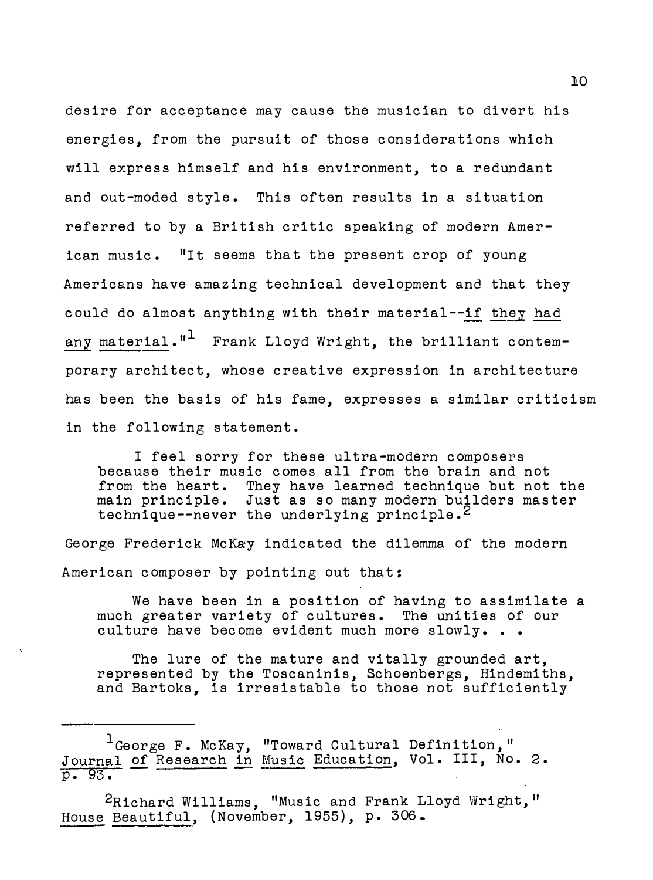desire for acceptance may cause the musician to divert his energies, from the pursuit of those considerations which will express himself and his environment, to a redundant and out-moded style. This often results in a situation referred to by a British critic speaking of modern American music. "It seems that the present crop of young Americans have amazing technical development and that they could do almost anything with their material--*if they had any material*."[1] Frank Lloyd Wright, the brilliant contemporary architect, whose creative expression in architecture has been the basis of his fame, expresses a similar criticism in the following statement.

> I feel sorry for these ultra-modern composers because their music comes all from the brain and not from the heart. They have learned technique but not the main principle. Just as so many modern builders master technique--never the underlying principle.[2]

George Frederick McKay indicated the dilemma of the modern American composer by pointing out that:

> We have been in a position of having to assimilate a much greater variety of cultures. The unities of our culture have become evident much more slowly. . .
>
> The lure of the mature and vitally grounded art, represented by the Toscaninis, Schoenbergs, Hindemiths, and Bartoks, is irresistable to those not sufficiently

---

[1] George F. McKay, "Toward Cultural Definition," *Journal of Research in Music Education*, Vol. III, No. 2. p. 93.

[2] Richard Williams, "Music and Frank Lloyd Wright," *House Beautiful*, (November, 1955), p. 306.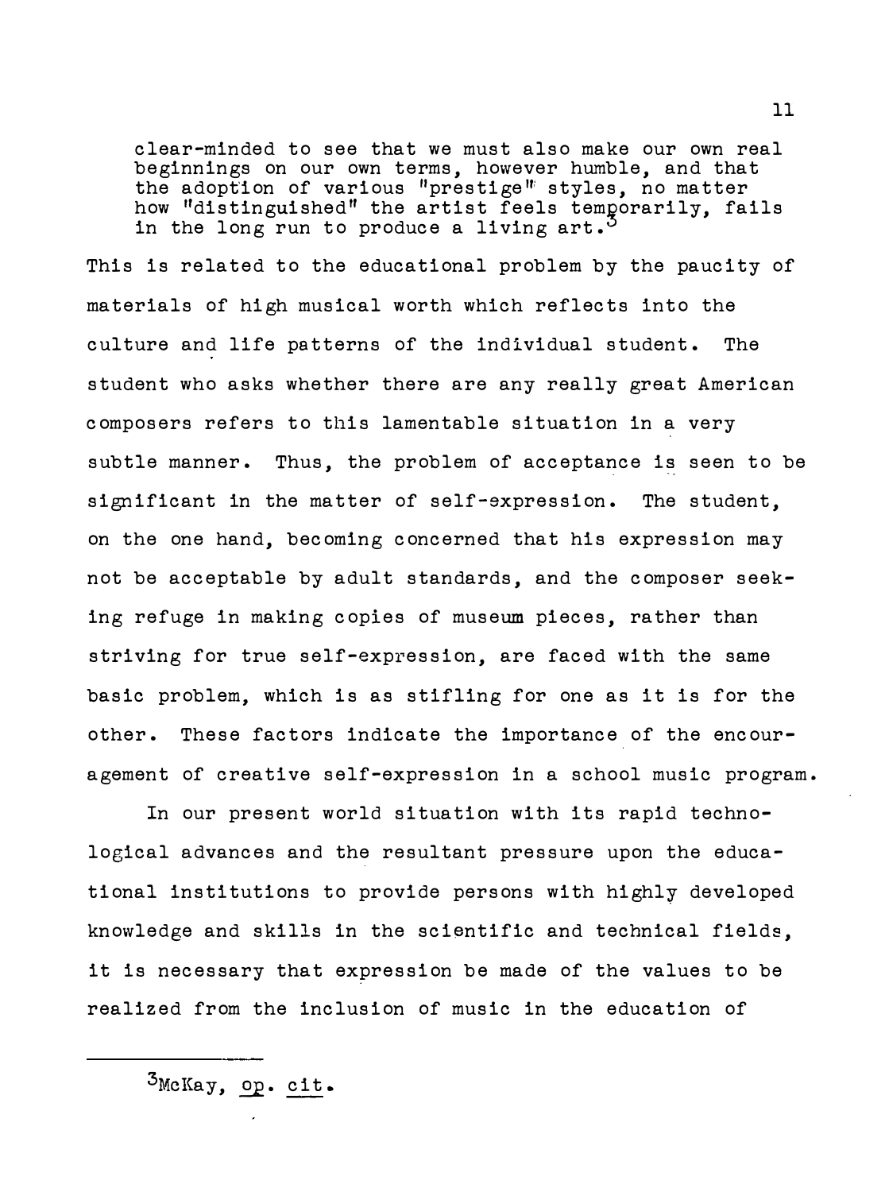> clear-minded to see that we must also make our own real beginnings on our own terms, however humble, and that the adoption of various "prestige" styles, no matter how "distinguished" the artist feels temporarily, fails in the long run to produce a living art.[3]

This is related to the educational problem by the paucity of materials of high musical worth which reflects into the culture and life patterns of the individual student. The student who asks whether there are any really great American composers refers to this lamentable situation in a very subtle manner. Thus, the problem of acceptance is seen to be significant in the matter of self-expression. The student, on the one hand, becoming concerned that his expression may not be acceptable by adult standards, and the composer seeking refuge in making copies of museum pieces, rather than striving for true self-expression, are faced with the same basic problem, which is as stifling for one as it is for the other. These factors indicate the importance of the encouragement of creative self-expression in a school music program.

In our present world situation with its rapid technological advances and the resultant pressure upon the educational institutions to provide persons with highly developed knowledge and skills in the scientific and technical fields, it is necessary that expression be made of the values to be realized from the inclusion of music in the education of

---

[3] McKay, _op. cit._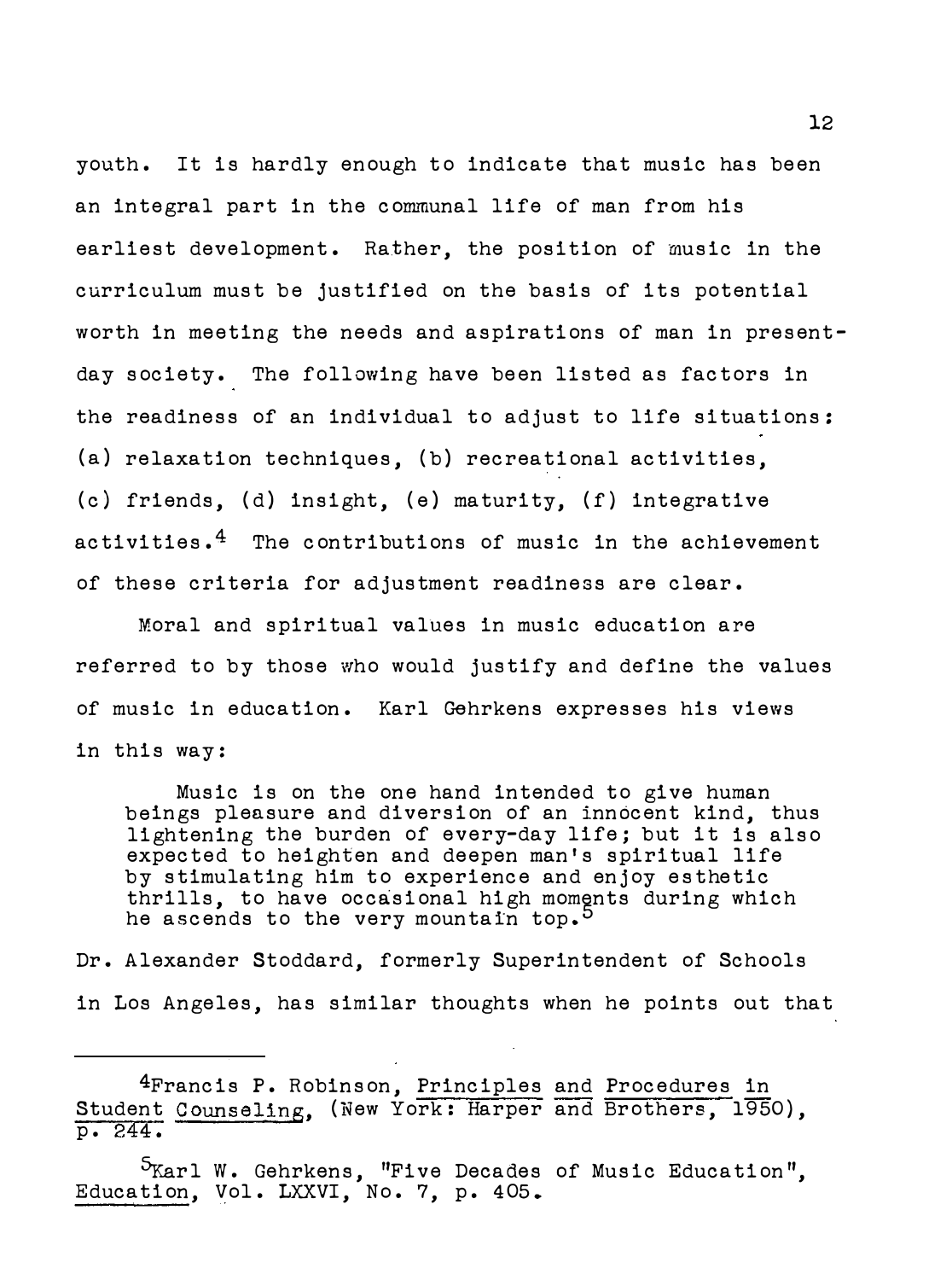youth. It is hardly enough to indicate that music has been an integral part in the communal life of man from his earliest development. Rather, the position of music in the curriculum must be justified on the basis of its potential worth in meeting the needs and aspirations of man in present-day society. The following have been listed as factors in the readiness of an individual to adjust to life situations: (a) relaxation techniques, (b) recreational activities, (c) friends, (d) insight, (e) maturity, (f) integrative activities.[4] The contributions of music in the achievement of these criteria for adjustment readiness are clear.

Moral and spiritual values in music education are referred to by those who would justify and define the values of music in education. Karl Gehrkens expresses his views in this way:

> Music is on the one hand intended to give human beings pleasure and diversion of an innocent kind, thus lightening the burden of every-day life; but it is also expected to heighten and deepen man's spiritual life by stimulating him to experience and enjoy esthetic thrills, to have occasional high moments during which he ascends to the very mountain top.[5]

Dr. Alexander Stoddard, formerly Superintendent of Schools in Los Angeles, has similar thoughts when he points out that

---

[4] Francis P. Robinson, Principles and Procedures in Student Counseling, (New York: Harper and Brothers, 1950), p. 244.

[5] Karl W. Gehrkens, "Five Decades of Music Education", Education, Vol. LXXVI, No. 7, p. 405.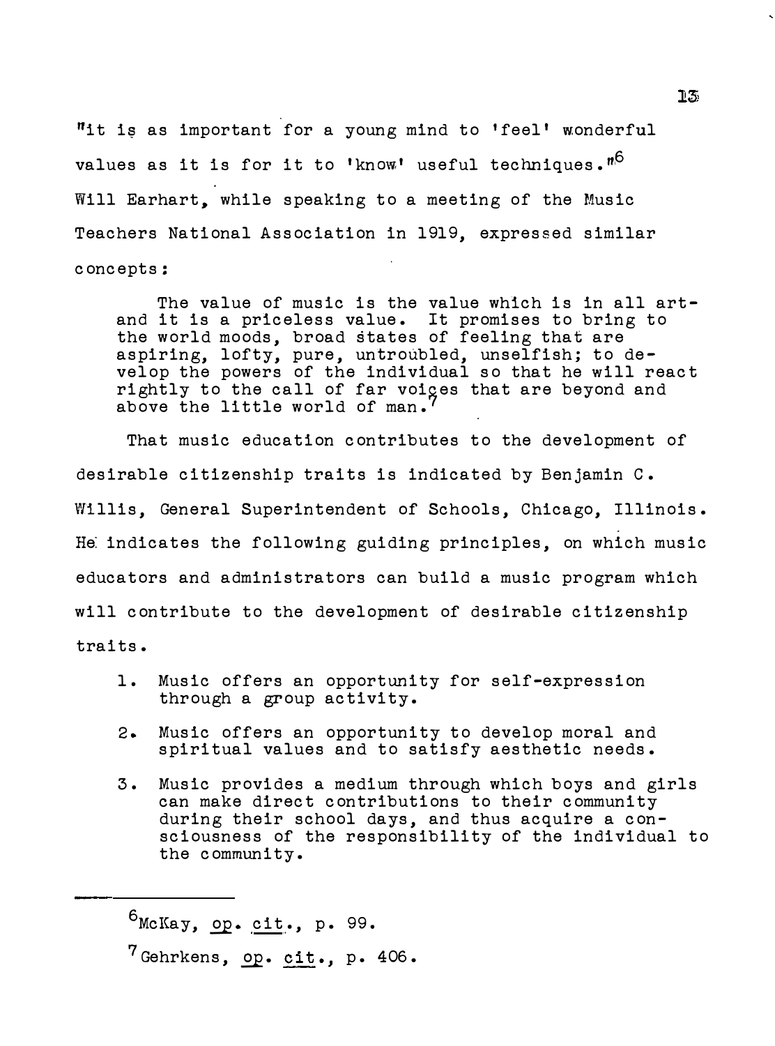"it is as important for a young mind to 'feel' wonderful values as it is for it to 'know' useful techniques."[6] Will Earhart, while speaking to a meeting of the Music Teachers National Association in 1919, expressed similar concepts:

> The value of music is the value which is in all art-and it is a priceless value. It promises to bring to the world moods, broad states of feeling that are aspiring, lofty, pure, untroubled, unselfish; to develop the powers of the individual so that he will react rightly to the call of far voices that are beyond and above the little world of man.[7]

That music education contributes to the development of desirable citizenship traits is indicated by Benjamin C. Willis, General Superintendent of Schools, Chicago, Illinois. He indicates the following guiding principles, on which music educators and administrators can build a music program which will contribute to the development of desirable citizenship traits.

1. Music offers an opportunity for self-expression through a group activity.
2. Music offers an opportunity to develop moral and spiritual values and to satisfy aesthetic needs.
3. Music provides a medium through which boys and girls can make direct contributions to their community during their school days, and thus acquire a consciousness of the responsibility of the individual to the community.

---

[6] McKay, op. cit., p. 99.

[7] Gehrkens, op. cit., p. 406.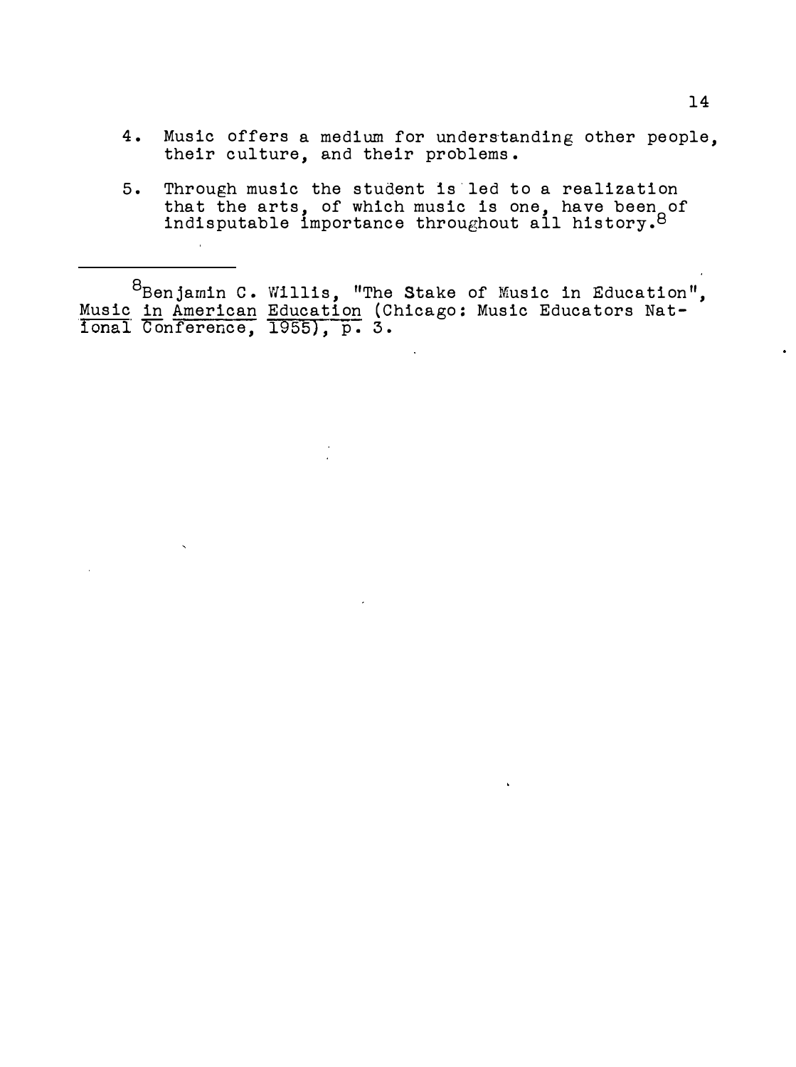4. Music offers a medium for understanding other people, their culture, and their problems.

5. Through music the student is led to a realization that the arts, of which music is one, have been of indisputable importance throughout all history.[8]

---

[8] Benjamin C. Willis, "The Stake of Music in Education", Music in American Education (Chicago: Music Educators National Conference, 1955), p. 3.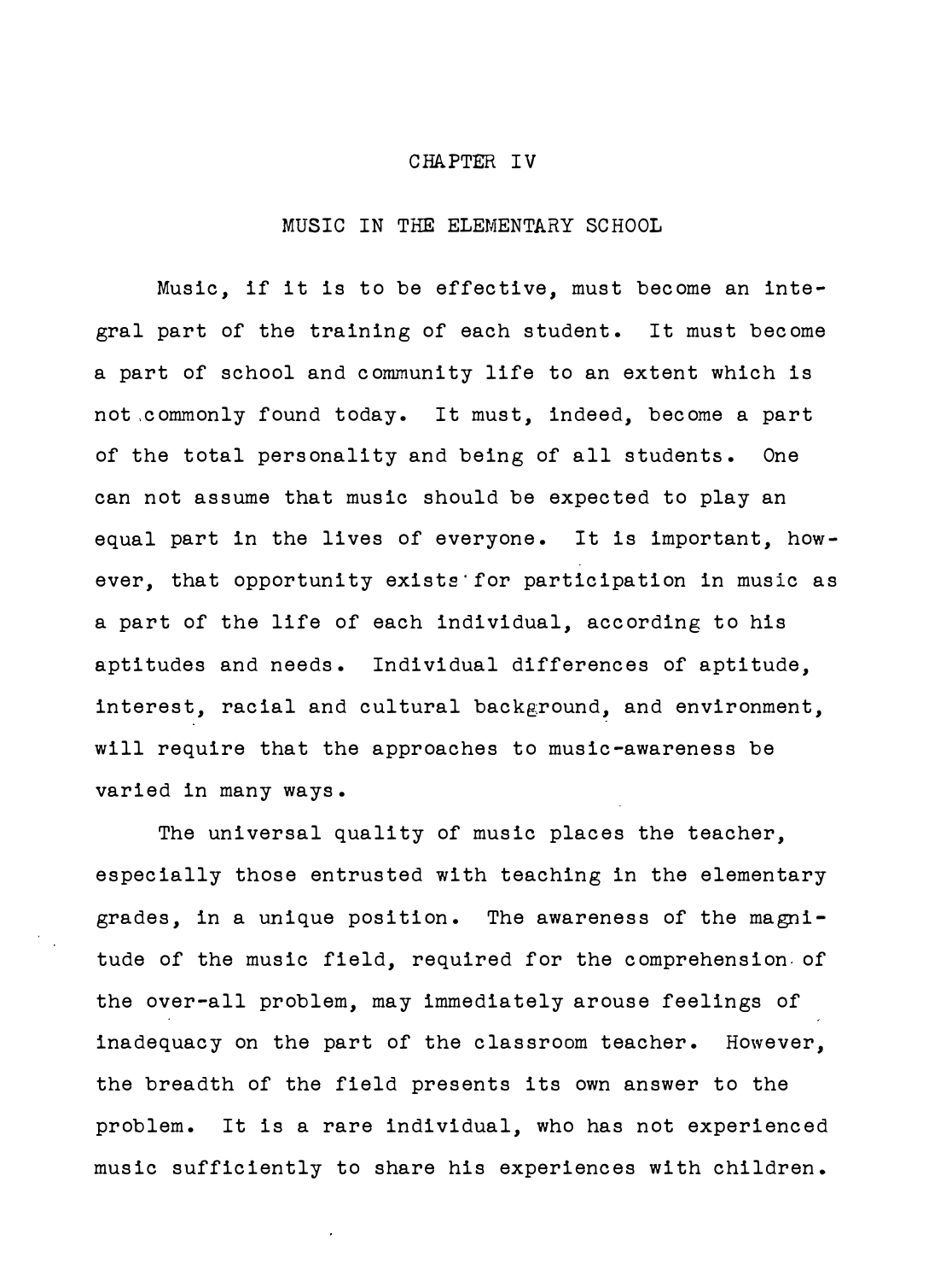# CHAPTER IV

## MUSIC IN THE ELEMENTARY SCHOOL

Music, if it is to be effective, must become an integral part of the training of each student. It must become a part of school and community life to an extent which is not commonly found today. It must, indeed, become a part of the total personality and being of all students. One can not assume that music should be expected to play an equal part in the lives of everyone. It is important, however, that opportunity exists for participation in music as a part of the life of each individual, according to his aptitudes and needs. Individual differences of aptitude, interest, racial and cultural background, and environment, will require that the approaches to music-awareness be varied in many ways.

The universal quality of music places the teacher, especially those entrusted with teaching in the elementary grades, in a unique position. The awareness of the magnitude of the music field, required for the comprehension of the over-all problem, may immediately arouse feelings of inadequacy on the part of the classroom teacher. However, the breadth of the field presents its own answer to the problem. It is a rare individual, who has not experienced music sufficiently to share his experiences with children.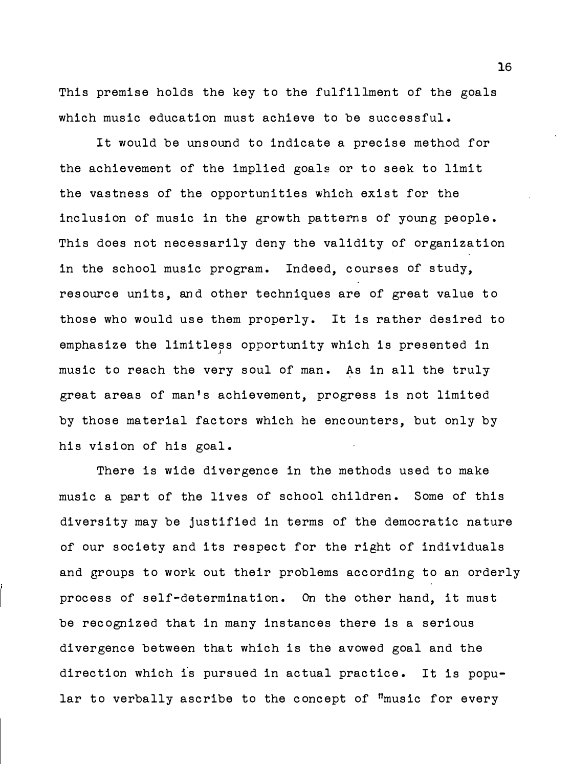This premise holds the key to the fulfillment of the goals which music education must achieve to be successful.

It would be unsound to indicate a precise method for the achievement of the implied goals or to seek to limit the vastness of the opportunities which exist for the inclusion of music in the growth patterns of young people. This does not necessarily deny the validity of organization in the school music program. Indeed, courses of study, resource units, and other techniques are of great value to those who would use them properly. It is rather desired to emphasize the limitless opportunity which is presented in music to reach the very soul of man. As in all the truly great areas of man's achievement, progress is not limited by those material factors which he encounters, but only by his vision of his goal.

There is wide divergence in the methods used to make music a part of the lives of school children. Some of this diversity may be justified in terms of the democratic nature of our society and its respect for the right of individuals and groups to work out their problems according to an orderly process of self-determination. On the other hand, it must be recognized that in many instances there is a serious divergence between that which is the avowed goal and the direction which is pursued in actual practice. It is popular to verbally ascribe to the concept of "music for every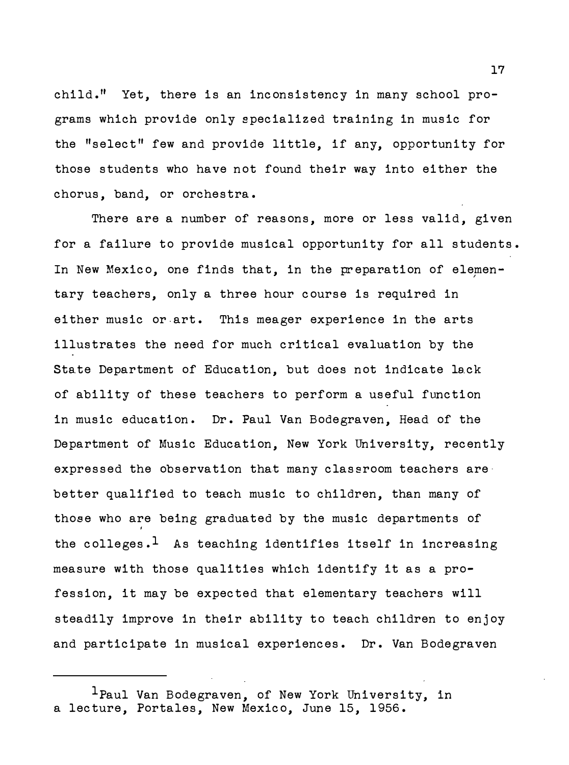child." Yet, there is an inconsistency in many school programs which provide only specialized training in music for the "select" few and provide little, if any, opportunity for those students who have not found their way into either the chorus, band, or orchestra.

There are a number of reasons, more or less valid, given for a failure to provide musical opportunity for all students. In New Mexico, one finds that, in the preparation of elementary teachers, only a three hour course is required in either music or art. This meager experience in the arts illustrates the need for much critical evaluation by the State Department of Education, but does not indicate lack of ability of these teachers to perform a useful function in music education. Dr. Paul Van Bodegraven, Head of the Department of Music Education, New York University, recently expressed the observation that many classroom teachers are better qualified to teach music to children, than many of those who are being graduated by the music departments of the colleges.[1] As teaching identifies itself in increasing measure with those qualities which identify it as a profession, it may be expected that elementary teachers will steadily improve in their ability to teach children to enjoy and participate in musical experiences. Dr. Van Bodegraven

---

[1]Paul Van Bodegraven, of New York University, in a lecture, Portales, New Mexico, June 15, 1956.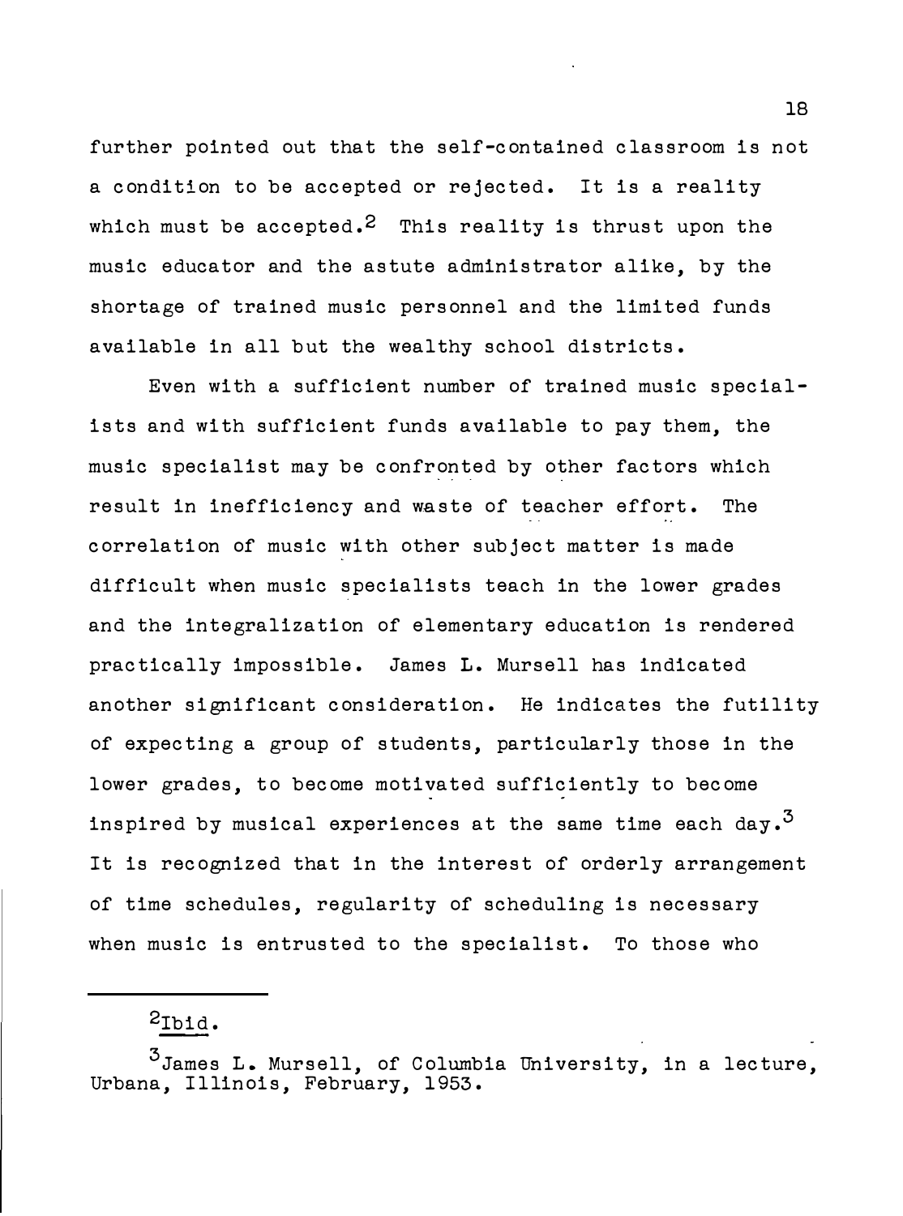further pointed out that the self-contained classroom is not a condition to be accepted or rejected. It is a reality which must be accepted.[2] This reality is thrust upon the music educator and the astute administrator alike, by the shortage of trained music personnel and the limited funds available in all but the wealthy school districts.

Even with a sufficient number of trained music specialists and with sufficient funds available to pay them, the music specialist may be confronted by other factors which result in inefficiency and waste of teacher effort. The correlation of music with other subject matter is made difficult when music specialists teach in the lower grades and the integralization of elementary education is rendered practically impossible. James L. Mursell has indicated another significant consideration. He indicates the futility of expecting a group of students, particularly those in the lower grades, to become motivated sufficiently to become inspired by musical experiences at the same time each day.[3] It is recognized that in the interest of orderly arrangement of time schedules, regularity of scheduling is necessary when music is entrusted to the specialist. To those who

---

[2] *Ibid.*

[3] James L. Mursell, of Columbia University, in a lecture, Urbana, Illinois, February, 1953.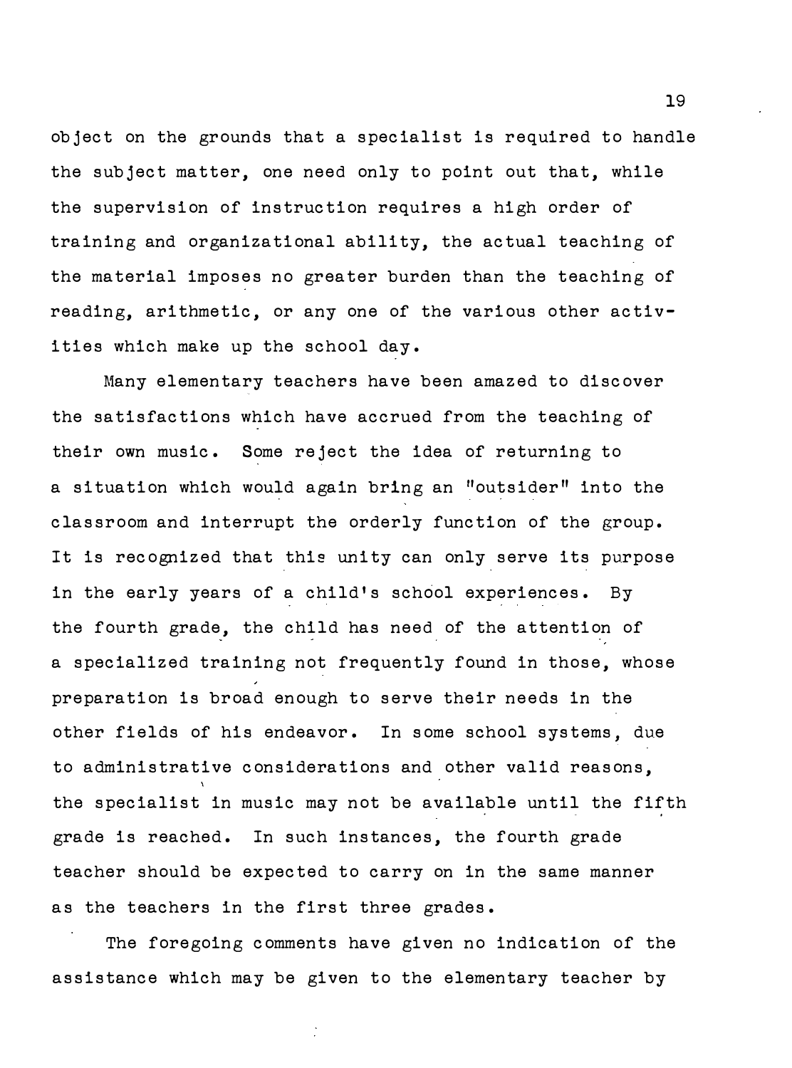object on the grounds that a specialist is required to handle the subject matter, one need only to point out that, while the supervision of instruction requires a high order of training and organizational ability, the actual teaching of the material imposes no greater burden than the teaching of reading, arithmetic, or any one of the various other activities which make up the school day.

Many elementary teachers have been amazed to discover the satisfactions which have accrued from the teaching of their own music. Some reject the idea of returning to a situation which would again bring an "outsider" into the classroom and interrupt the orderly function of the group. It is recognized that this unity can only serve its purpose in the early years of a child's school experiences. By the fourth grade, the child has need of the attention of a specialized training not frequently found in those, whose preparation is broad enough to serve their needs in the other fields of his endeavor. In some school systems, due to administrative considerations and other valid reasons, the specialist in music may not be available until the fifth grade is reached. In such instances, the fourth grade teacher should be expected to carry on in the same manner as the teachers in the first three grades.

The foregoing comments have given no indication of the assistance which may be given to the elementary teacher by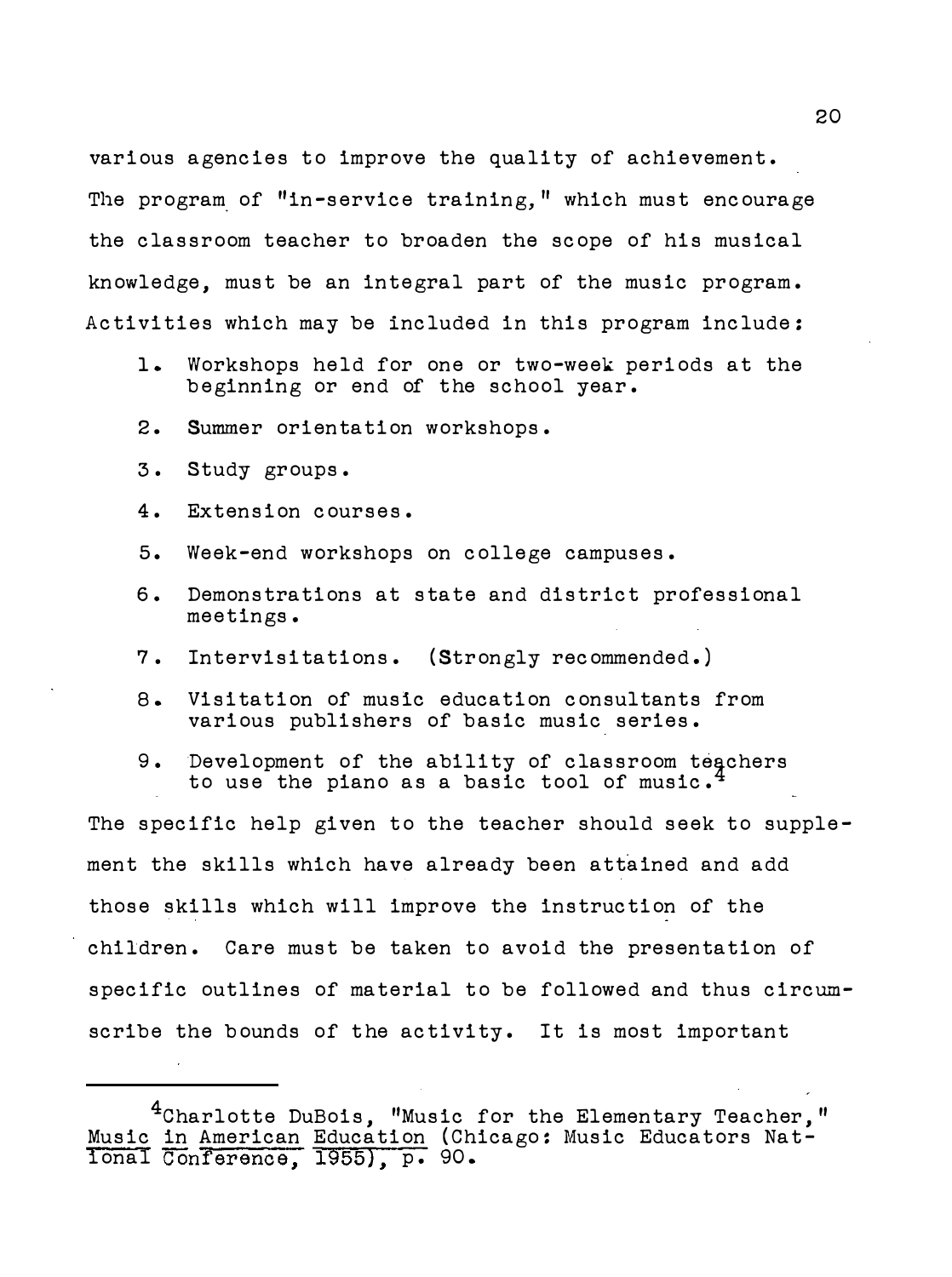various agencies to improve the quality of achievement. The program of "in-service training," which must encourage the classroom teacher to broaden the scope of his musical knowledge, must be an integral part of the music program. Activities which may be included in this program include:

1. Workshops held for one or two-week periods at the beginning or end of the school year.
2. Summer orientation workshops.
3. Study groups.
4. Extension courses.
5. Week-end workshops on college campuses.
6. Demonstrations at state and district professional meetings.
7. Intervisitations. (Strongly recommended.)
8. Visitation of music education consultants from various publishers of basic music series.
9. Development of the ability of classroom teachers to use the piano as a basic tool of music.[4]

The specific help given to the teacher should seek to supplement the skills which have already been attained and add those skills which will improve the instruction of the children. Care must be taken to avoid the presentation of specific outlines of material to be followed and thus circumscribe the bounds of the activity. It is most important

---

[4]Charlotte DuBois, "Music for the Elementary Teacher," Music in American Education (Chicago: Music Educators National Conference, 1955), p. 90.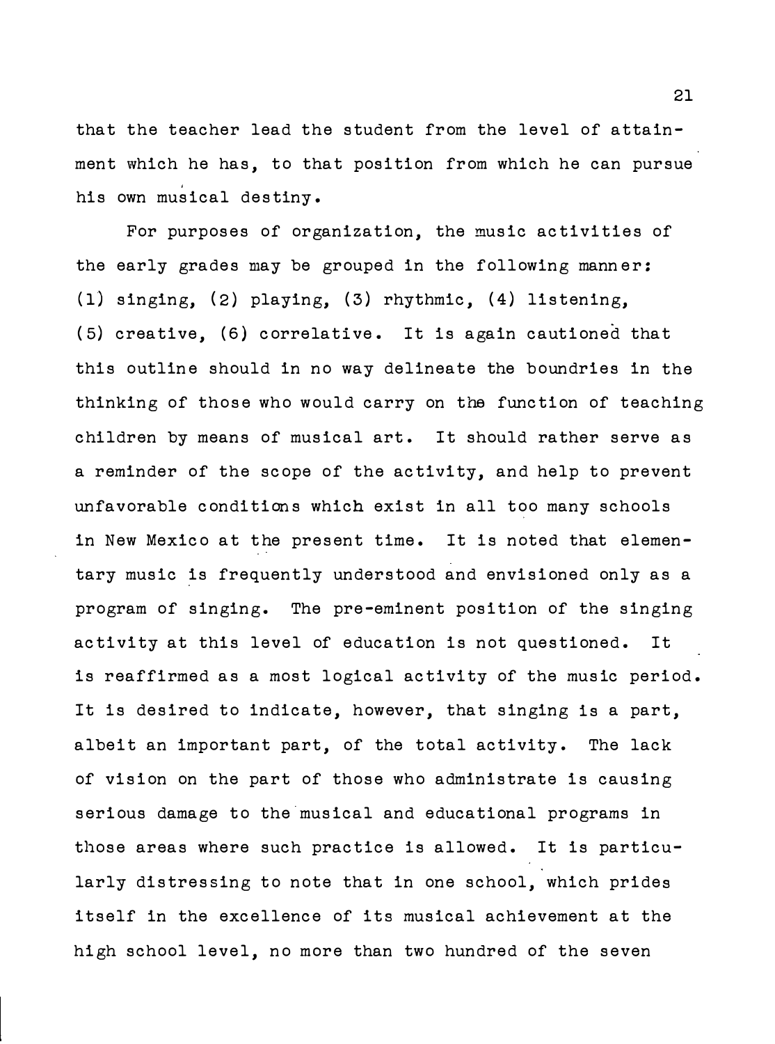that the teacher lead the student from the level of attainment which he has, to that position from which he can pursue his own musical destiny.

For purposes of organization, the music activities of the early grades may be grouped in the following manner: (1) singing, (2) playing, (3) rhythmic, (4) listening, (5) creative, (6) correlative. It is again cautioned that this outline should in no way delineate the boundries in the thinking of those who would carry on the function of teaching children by means of musical art. It should rather serve as a reminder of the scope of the activity, and help to prevent unfavorable conditions which exist in all too many schools in New Mexico at the present time. It is noted that elementary music is frequently understood and envisioned only as a program of singing. The pre-eminent position of the singing activity at this level of education is not questioned. It is reaffirmed as a most logical activity of the music period. It is desired to indicate, however, that singing is a part, albeit an important part, of the total activity. The lack of vision on the part of those who administrate is causing serious damage to the musical and educational programs in those areas where such practice is allowed. It is particularly distressing to note that in one school, which prides itself in the excellence of its musical achievement at the high school level, no more than two hundred of the seven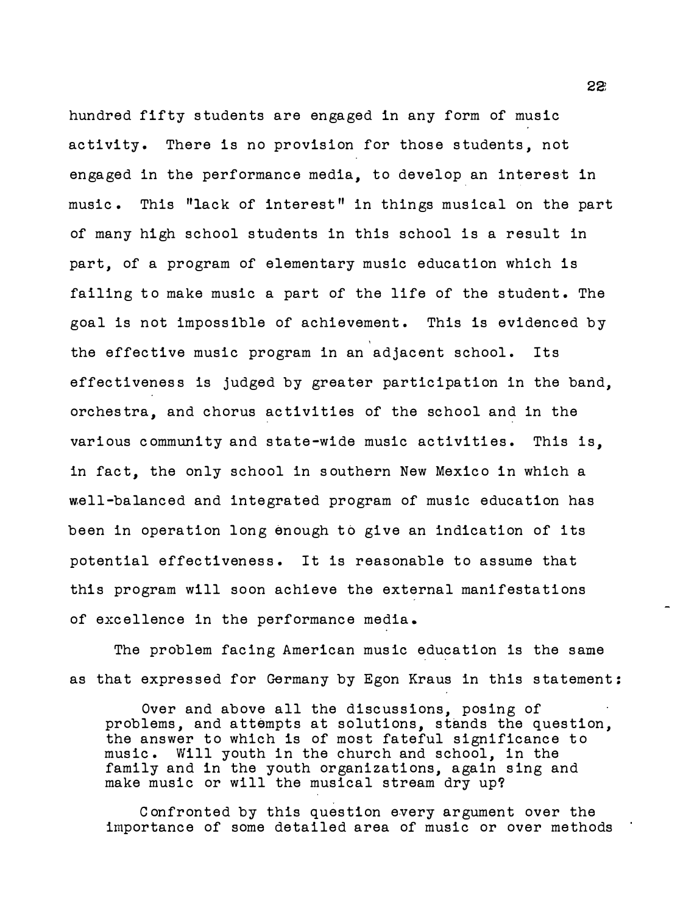hundred fifty students are engaged in any form of music activity. There is no provision for those students, not engaged in the performance media, to develop an interest in music. This "lack of interest" in things musical on the part of many high school students in this school is a result in part, of a program of elementary music education which is failing to make music a part of the life of the student. The goal is not impossible of achievement. This is evidenced by the effective music program in an adjacent school. Its effectiveness is judged by greater participation in the band, orchestra, and chorus activities of the school and in the various community and state-wide music activities. This is, in fact, the only school in southern New Mexico in which a well-balanced and integrated program of music education has been in operation long enough to give an indication of its potential effectiveness. It is reasonable to assume that this program will soon achieve the external manifestations of excellence in the performance media.

The problem facing American music education is the same as that expressed for Germany by Egon Kraus in this statement:

> Over and above all the discussions, posing of problems, and attempts at solutions, stands the question, the answer to which is of most fateful significance to music. Will youth in the church and school, in the family and in the youth organizations, again sing and make music or will the musical stream dry up?
>
> Confronted by this question every argument over the importance of some detailed area of music or over methods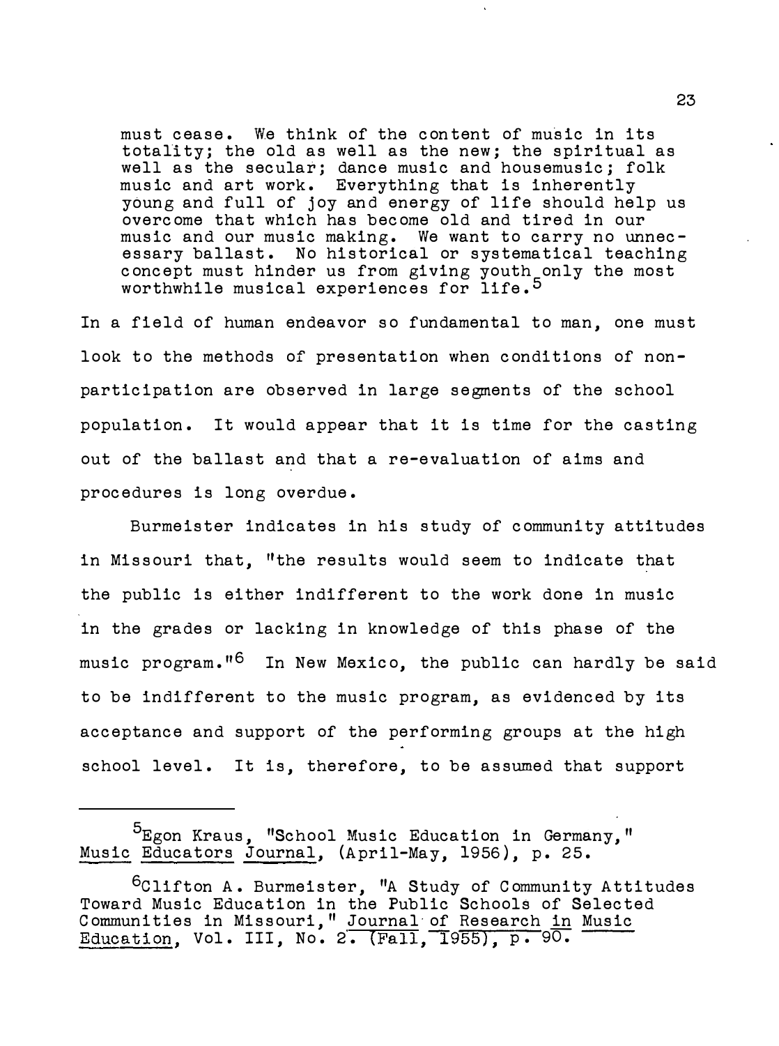> must cease. We think of the content of music in its totality; the old as well as the new; the spiritual as well as the secular; dance music and housemusic; folk music and art work. Everything that is inherently young and full of joy and energy of life should help us overcome that which has become old and tired in our music and our music making. We want to carry no unnecessary ballast. No historical or systematical teaching concept must hinder us from giving youth only the most worthwhile musical experiences for life.[5]

In a field of human endeavor so fundamental to man, one must look to the methods of presentation when conditions of non-participation are observed in large segments of the school population. It would appear that it is time for the casting out of the ballast and that a re-evaluation of aims and procedures is long overdue.

Burmeister indicates in his study of community attitudes in Missouri that, "the results would seem to indicate that the public is either indifferent to the work done in music in the grades or lacking in knowledge of this phase of the music program."[6] In New Mexico, the public can hardly be said to be indifferent to the music program, as evidenced by its acceptance and support of the performing groups at the high school level. It is, therefore, to be assumed that support

---

[5] Egon Kraus, "School Music Education in Germany," Music Educators Journal, (April-May, 1956), p. 25.

[6] Clifton A. Burmeister, "A Study of Community Attitudes Toward Music Education in the Public Schools of Selected Communities in Missouri," Journal of Research in Music Education, Vol. III, No. 2. (Fall, 1955), p. 90.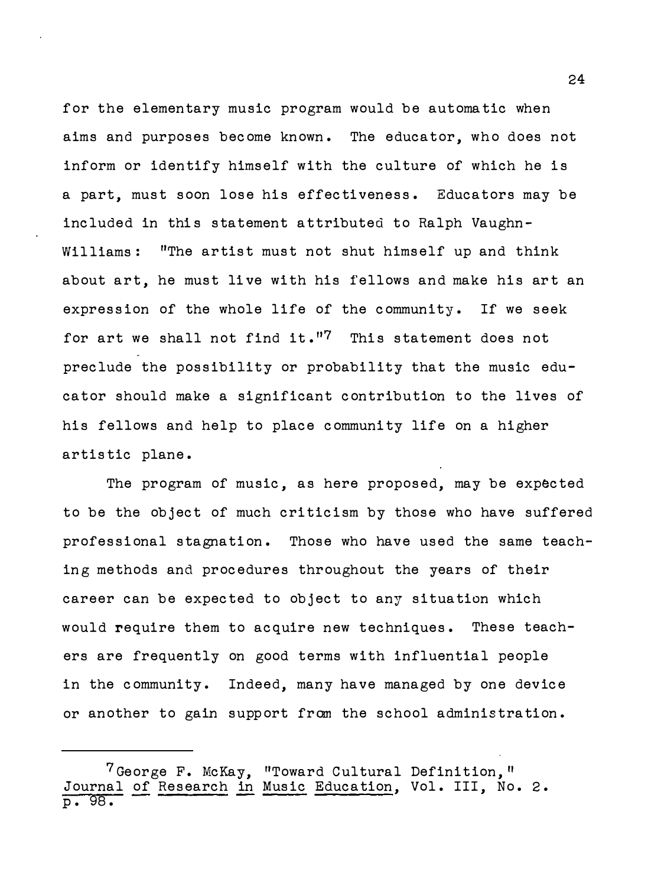for the elementary music program would be automatic when aims and purposes become known. The educator, who does not inform or identify himself with the culture of which he is a part, must soon lose his effectiveness. Educators may be included in this statement attributed to Ralph Vaughn-Williams: "The artist must not shut himself up and think about art, he must live with his fellows and make his art an expression of the whole life of the community. If we seek for art we shall not find it."[7] This statement does not preclude the possibility or probability that the music educator should make a significant contribution to the lives of his fellows and help to place community life on a higher artistic plane.

The program of music, as here proposed, may be expected to be the object of much criticism by those who have suffered professional stagnation. Those who have used the same teaching methods and procedures throughout the years of their career can be expected to object to any situation which would require them to acquire new techniques. These teachers are frequently on good terms with influential people in the community. Indeed, many have managed by one device or another to gain support from the school administration.

---

[7] George F. McKay, "Toward Cultural Definition," Journal of Research in Music Education, Vol. III, No. 2. p. 98.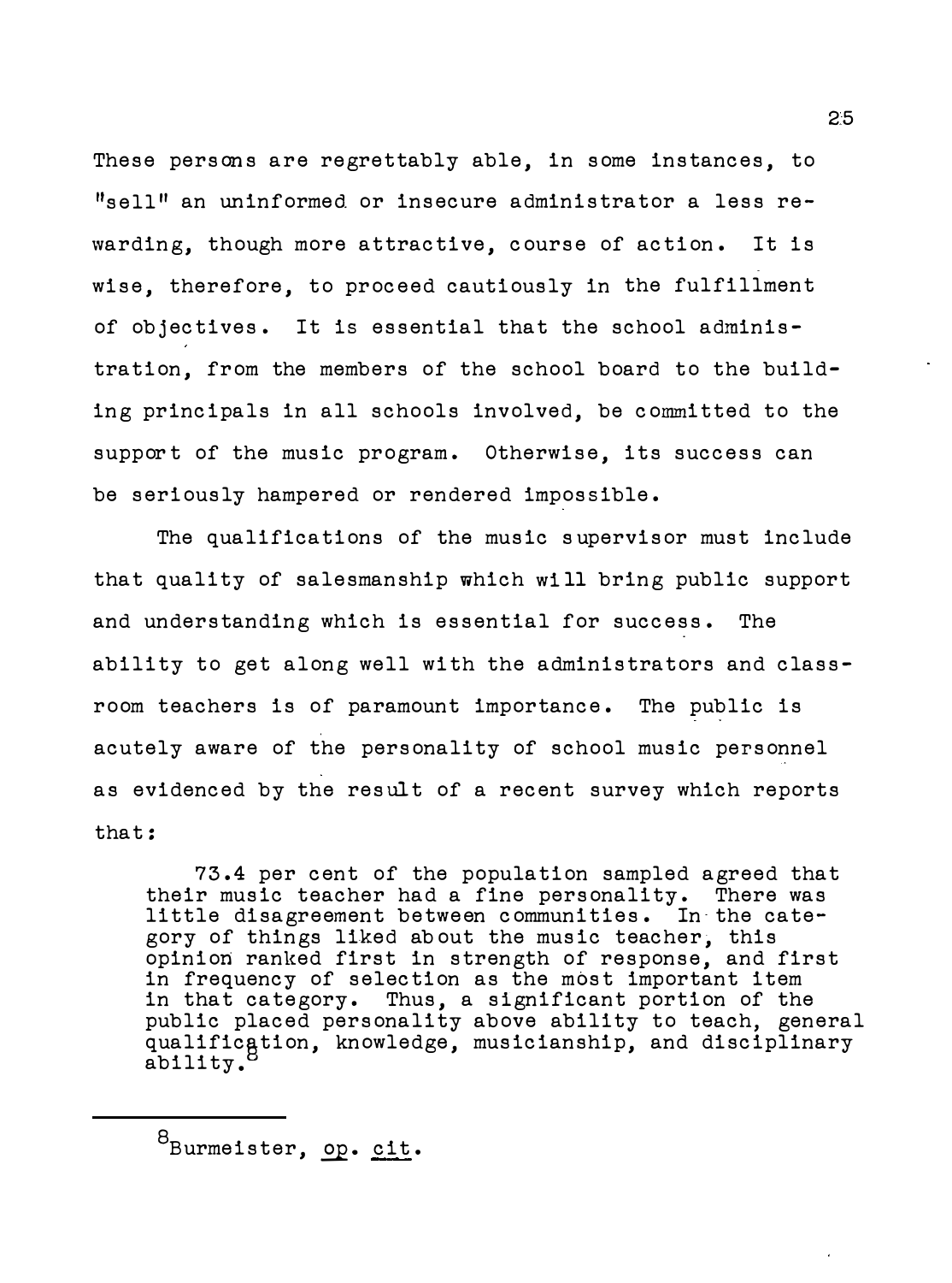These persons are regrettably able, in some instances, to "sell" an uninformed or insecure administrator a less rewarding, though more attractive, course of action. It is wise, therefore, to proceed cautiously in the fulfillment of objectives. It is essential that the school administration, from the members of the school board to the building principals in all schools involved, be committed to the support of the music program. Otherwise, its success can be seriously hampered or rendered impossible.

The qualifications of the music supervisor must include that quality of salesmanship which will bring public support and understanding which is essential for success. The ability to get along well with the administrators and classroom teachers is of paramount importance. The public is acutely aware of the personality of school music personnel as evidenced by the result of a recent survey which reports that:

> 73.4 per cent of the population sampled agreed that their music teacher had a fine personality. There was little disagreement between communities. In the category of things liked about the music teacher, this opinion ranked first in strength of response, and first in frequency of selection as the most important item in that category. Thus, a significant portion of the public placed personality above ability to teach, general qualification, knowledge, musicianship, and disciplinary ability.[8]

---

[8] Burmeister, *op. cit.*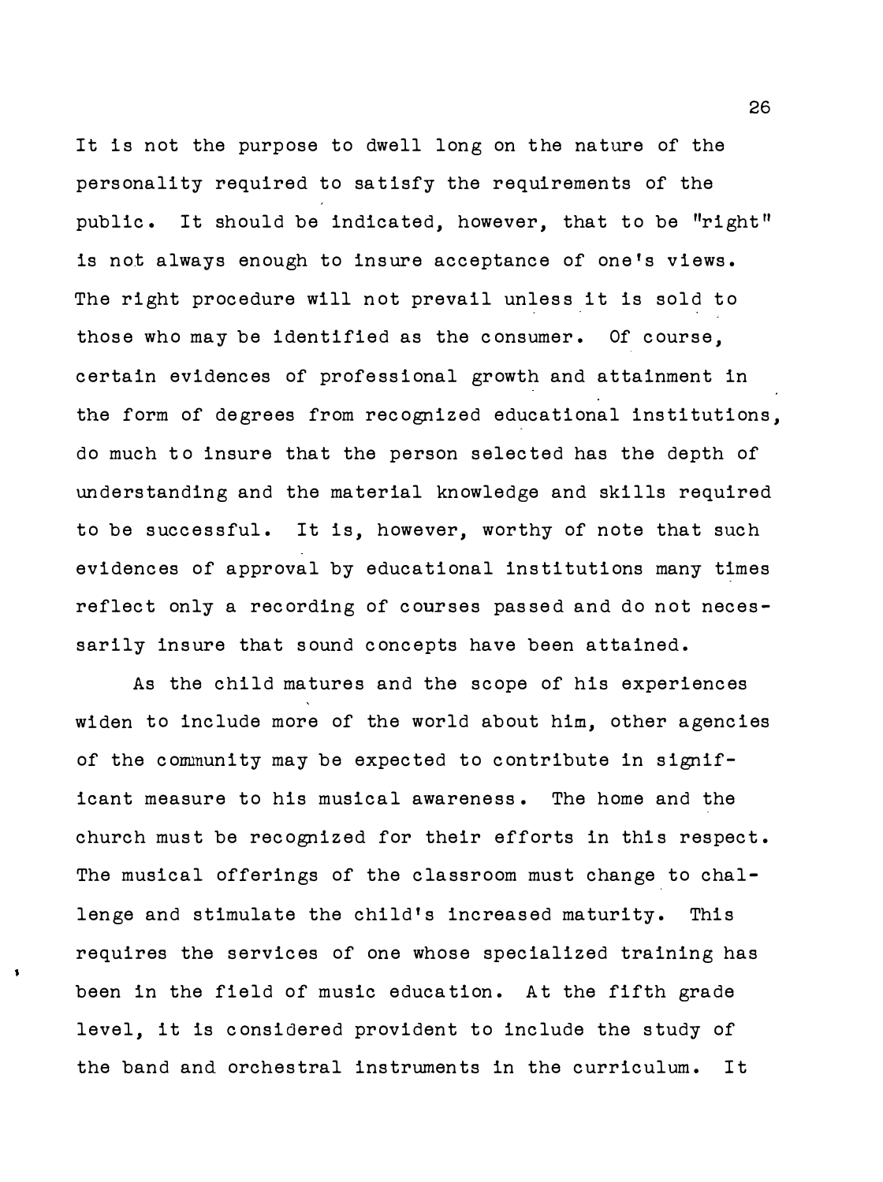It is not the purpose to dwell long on the nature of the personality required to satisfy the requirements of the public. It should be indicated, however, that to be "right" is not always enough to insure acceptance of one's views. The right procedure will not prevail unless it is sold to those who may be identified as the consumer. Of course, certain evidences of professional growth and attainment in the form of degrees from recognized educational institutions, do much to insure that the person selected has the depth of understanding and the material knowledge and skills required to be successful. It is, however, worthy of note that such evidences of approval by educational institutions many times reflect only a recording of courses passed and do not necessarily insure that sound concepts have been attained.

As the child matures and the scope of his experiences widen to include more of the world about him, other agencies of the community may be expected to contribute in significant measure to his musical awareness. The home and the church must be recognized for their efforts in this respect. The musical offerings of the classroom must change to challenge and stimulate the child's increased maturity. This requires the services of one whose specialized training has been in the field of music education. At the fifth grade level, it is considered provident to include the study of the band and orchestral instruments in the curriculum. It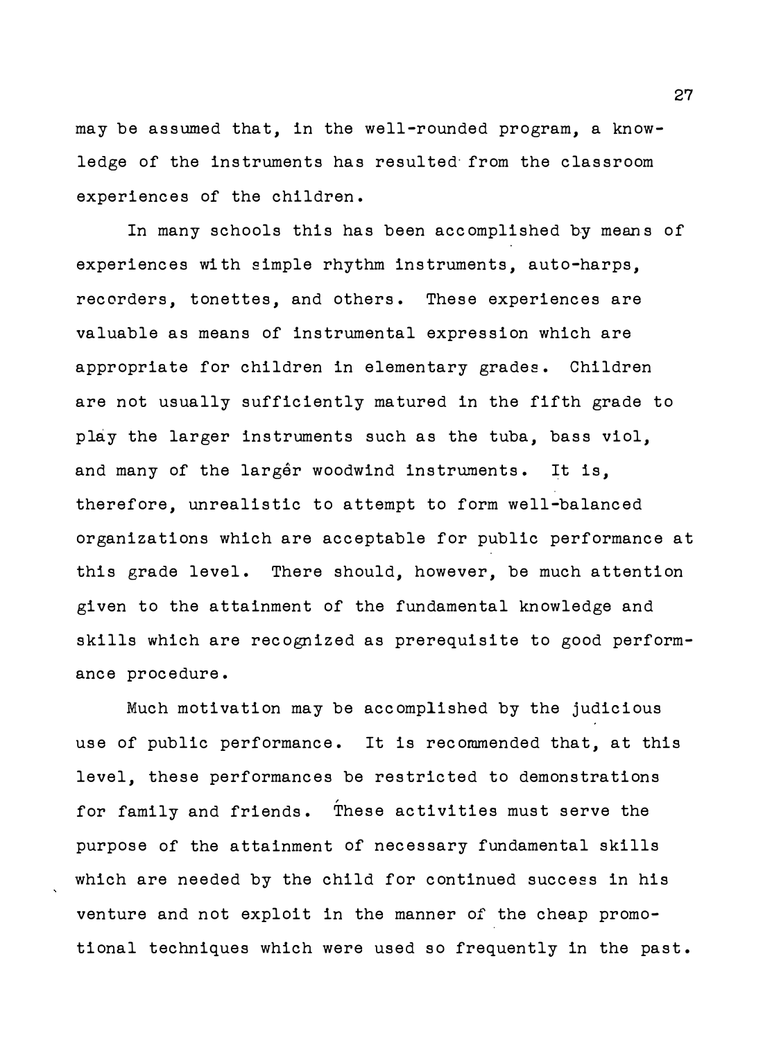may be assumed that, in the well-rounded program, a knowledge of the instruments has resulted from the classroom experiences of the children.

In many schools this has been accomplished by means of experiences with simple rhythm instruments, auto-harps, recorders, tonettes, and others. These experiences are valuable as means of instrumental expression which are appropriate for children in elementary grades. Children are not usually sufficiently matured in the fifth grade to play the larger instruments such as the tuba, bass viol, and many of the larger woodwind instruments. It is, therefore, unrealistic to attempt to form well-balanced organizations which are acceptable for public performance at this grade level. There should, however, be much attention given to the attainment of the fundamental knowledge and skills which are recognized as prerequisite to good performance procedure.

Much motivation may be accomplished by the judicious use of public performance. It is recommended that, at this level, these performances be restricted to demonstrations for family and friends. These activities must serve the purpose of the attainment of necessary fundamental skills which are needed by the child for continued success in his venture and not exploit in the manner of the cheap promotional techniques which were used so frequently in the past.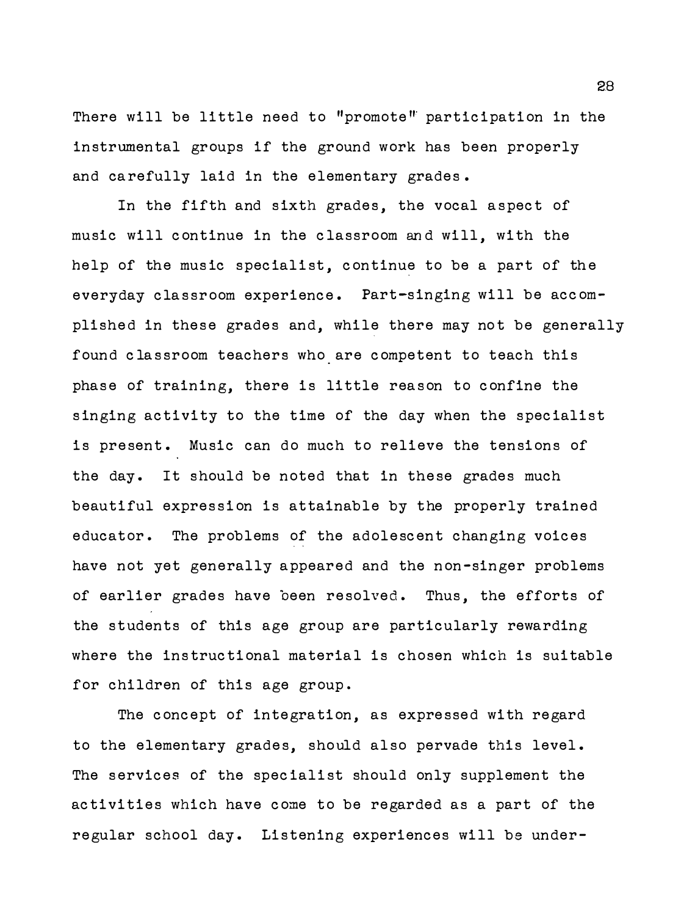There will be little need to "promote" participation in the instrumental groups if the ground work has been properly and carefully laid in the elementary grades.

In the fifth and sixth grades, the vocal aspect of music will continue in the classroom and will, with the help of the music specialist, continue to be a part of the everyday classroom experience. Part-singing will be accomplished in these grades and, while there may not be generally found classroom teachers who are competent to teach this phase of training, there is little reason to confine the singing activity to the time of the day when the specialist is present. Music can do much to relieve the tensions of the day. It should be noted that in these grades much beautiful expression is attainable by the properly trained educator. The problems of the adolescent changing voices have not yet generally appeared and the non-singer problems of earlier grades have been resolved. Thus, the efforts of the students of this age group are particularly rewarding where the instructional material is chosen which is suitable for children of this age group.

The concept of integration, as expressed with regard to the elementary grades, should also pervade this level. The services of the specialist should only supplement the activities which have come to be regarded as a part of the regular school day. Listening experiences will be under-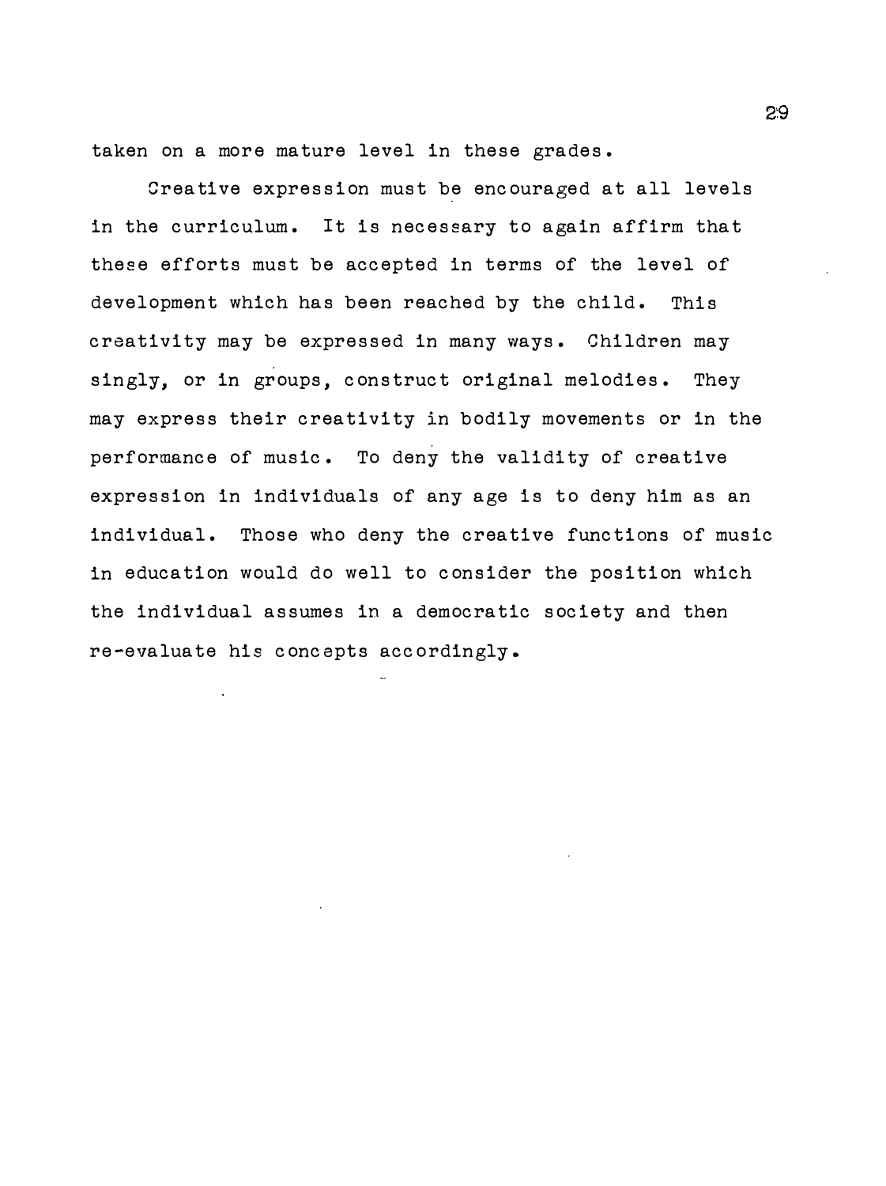taken on a more mature level in these grades.

Creative expression must be encouraged at all levels in the curriculum. It is necessary to again affirm that these efforts must be accepted in terms of the level of development which has been reached by the child. This creativity may be expressed in many ways. Children may singly, or in groups, construct original melodies. They may express their creativity in bodily movements or in the performance of music. To deny the validity of creative expression in individuals of any age is to deny him as an individual. Those who deny the creative functions of music in education would do well to consider the position which the individual assumes in a democratic society and then re-evaluate his concepts accordingly.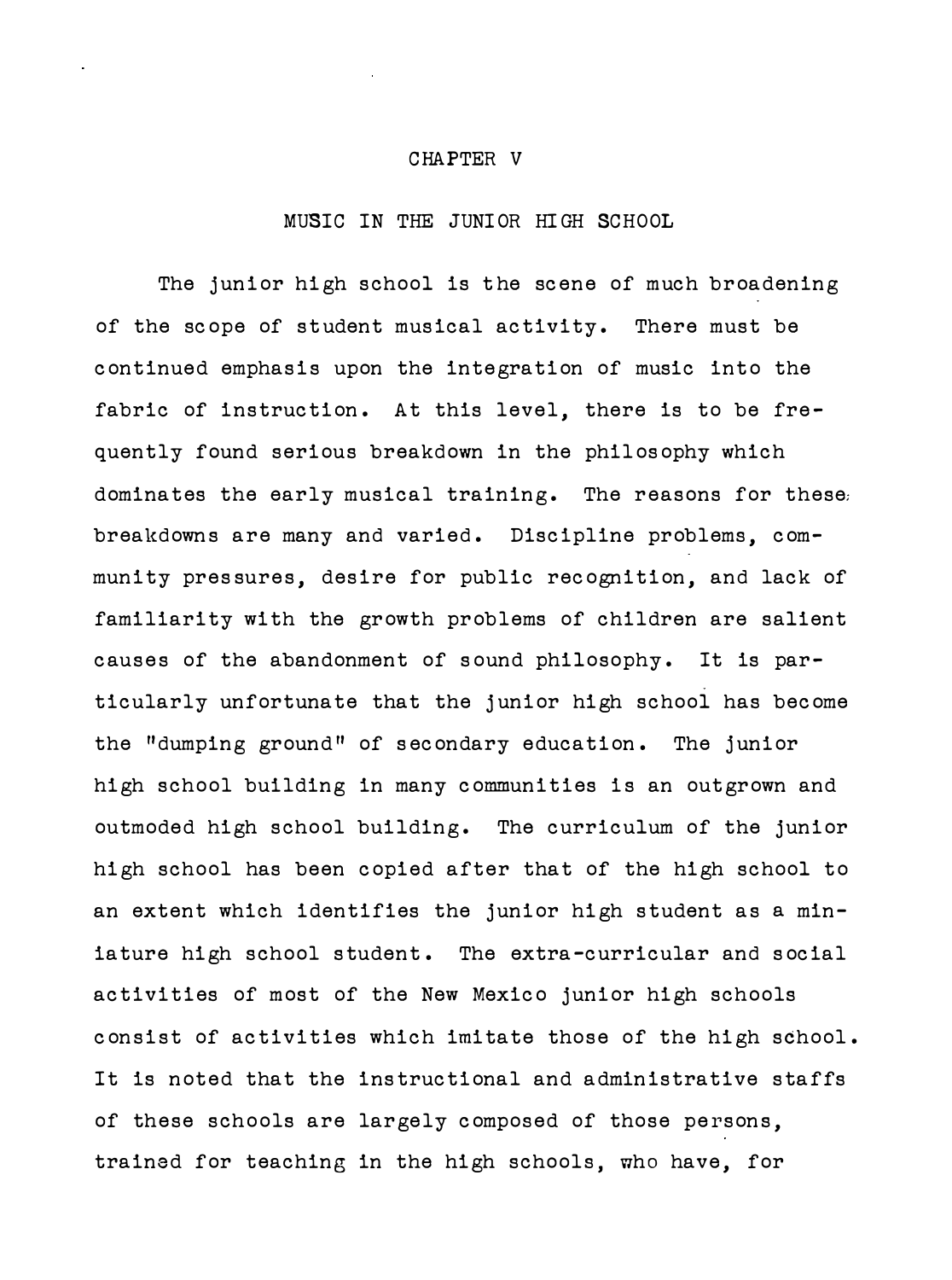# CHAPTER V

## MUSIC IN THE JUNIOR HIGH SCHOOL

The junior high school is the scene of much broadening of the scope of student musical activity. There must be continued emphasis upon the integration of music into the fabric of instruction. At this level, there is to be frequently found serious breakdown in the philosophy which dominates the early musical training. The reasons for these breakdowns are many and varied. Discipline problems, community pressures, desire for public recognition, and lack of familiarity with the growth problems of children are salient causes of the abandonment of sound philosophy. It is particularly unfortunate that the junior high school has become the "dumping ground" of secondary education. The junior high school building in many communities is an outgrown and outmoded high school building. The curriculum of the junior high school has been copied after that of the high school to an extent which identifies the junior high student as a miniature high school student. The extra-curricular and social activities of most of the New Mexico junior high schools consist of activities which imitate those of the high school. It is noted that the instructional and administrative staffs of these schools are largely composed of those persons, trained for teaching in the high schools, who have, for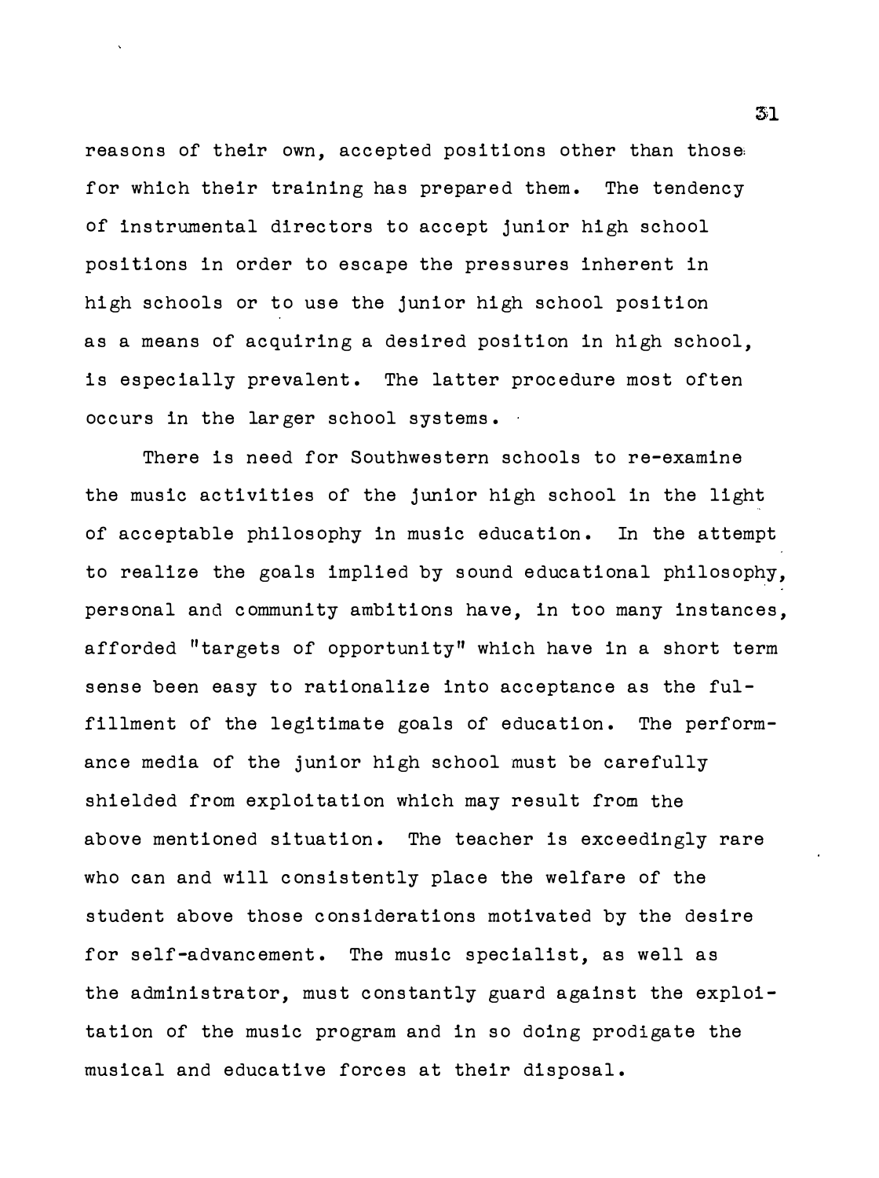reasons of their own, accepted positions other than those for which their training has prepared them. The tendency of instrumental directors to accept junior high school positions in order to escape the pressures inherent in high schools or to use the junior high school position as a means of acquiring a desired position in high school, is especially prevalent. The latter procedure most often occurs in the larger school systems.

There is need for Southwestern schools to re-examine the music activities of the junior high school in the light of acceptable philosophy in music education. In the attempt to realize the goals implied by sound educational philosophy, personal and community ambitions have, in too many instances, afforded "targets of opportunity" which have in a short term sense been easy to rationalize into acceptance as the fulfillment of the legitimate goals of education. The performance media of the junior high school must be carefully shielded from exploitation which may result from the above mentioned situation. The teacher is exceedingly rare who can and will consistently place the welfare of the student above those considerations motivated by the desire for self-advancement. The music specialist, as well as the administrator, must constantly guard against the exploitation of the music program and in so doing prodigate the musical and educative forces at their disposal.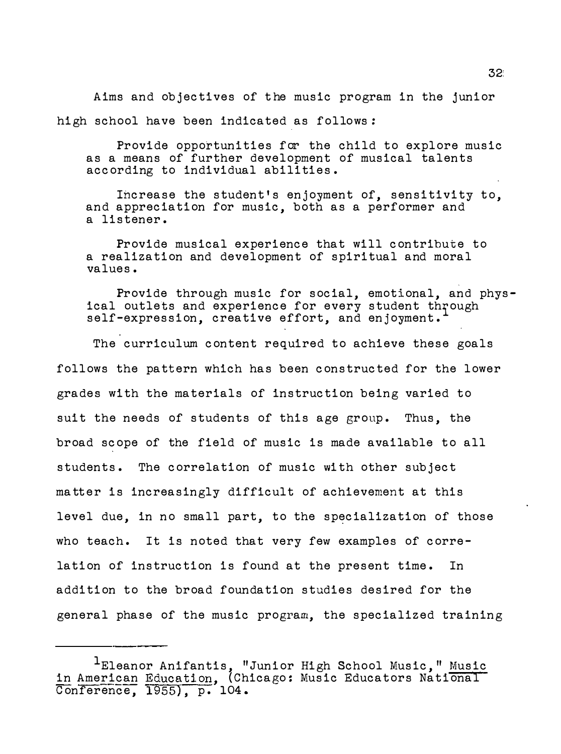Aims and objectives of the music program in the junior high school have been indicated as follows:

> Provide opportunities for the child to explore music as a means of further development of musical talents according to individual abilities.
>
> Increase the student's enjoyment of, sensitivity to, and appreciation for music, both as a performer and a listener.
>
> Provide musical experience that will contribute to a realization and development of spiritual and moral values.
>
> Provide through music for social, emotional, and physical outlets and experience for every student through self-expression, creative effort, and enjoyment.[1]

The curriculum content required to achieve these goals follows the pattern which has been constructed for the lower grades with the materials of instruction being varied to suit the needs of students of this age group. Thus, the broad scope of the field of music is made available to all students. The correlation of music with other subject matter is increasingly difficult of achievement at this level due, in no small part, to the specialization of those who teach. It is noted that very few examples of correlation of instruction is found at the present time. In addition to the broad foundation studies desired for the general phase of the music program, the specialized training

---

[1]Eleanor Anifantis, "Junior High School Music," Music in American Education, (Chicago: Music Educators National Conference, 1955), p. 104.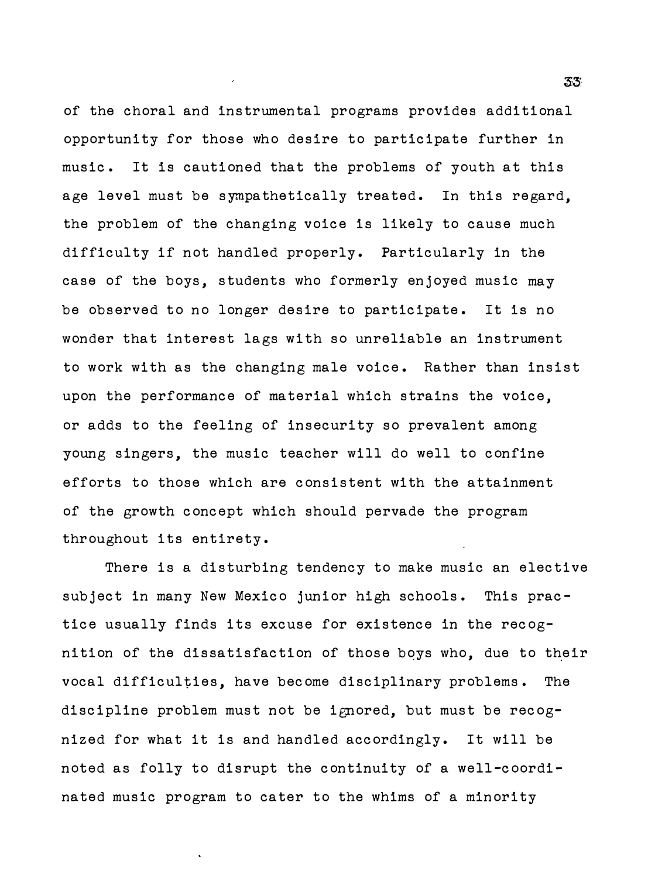of the choral and instrumental programs provides additional opportunity for those who desire to participate further in music. It is cautioned that the problems of youth at this age level must be sympathetically treated. In this regard, the problem of the changing voice is likely to cause much difficulty if not handled properly. Particularly in the case of the boys, students who formerly enjoyed music may be observed to no longer desire to participate. It is no wonder that interest lags with so unreliable an instrument to work with as the changing male voice. Rather than insist upon the performance of material which strains the voice, or adds to the feeling of insecurity so prevalent among young singers, the music teacher will do well to confine efforts to those which are consistent with the attainment of the growth concept which should pervade the program throughout its entirety.

There is a disturbing tendency to make music an elective subject in many New Mexico junior high schools. This practice usually finds its excuse for existence in the recognition of the dissatisfaction of those boys who, due to their vocal difficulties, have become disciplinary problems. The discipline problem must not be ignored, but must be recognized for what it is and handled accordingly. It will be noted as folly to disrupt the continuity of a well-coordinated music program to cater to the whims of a minority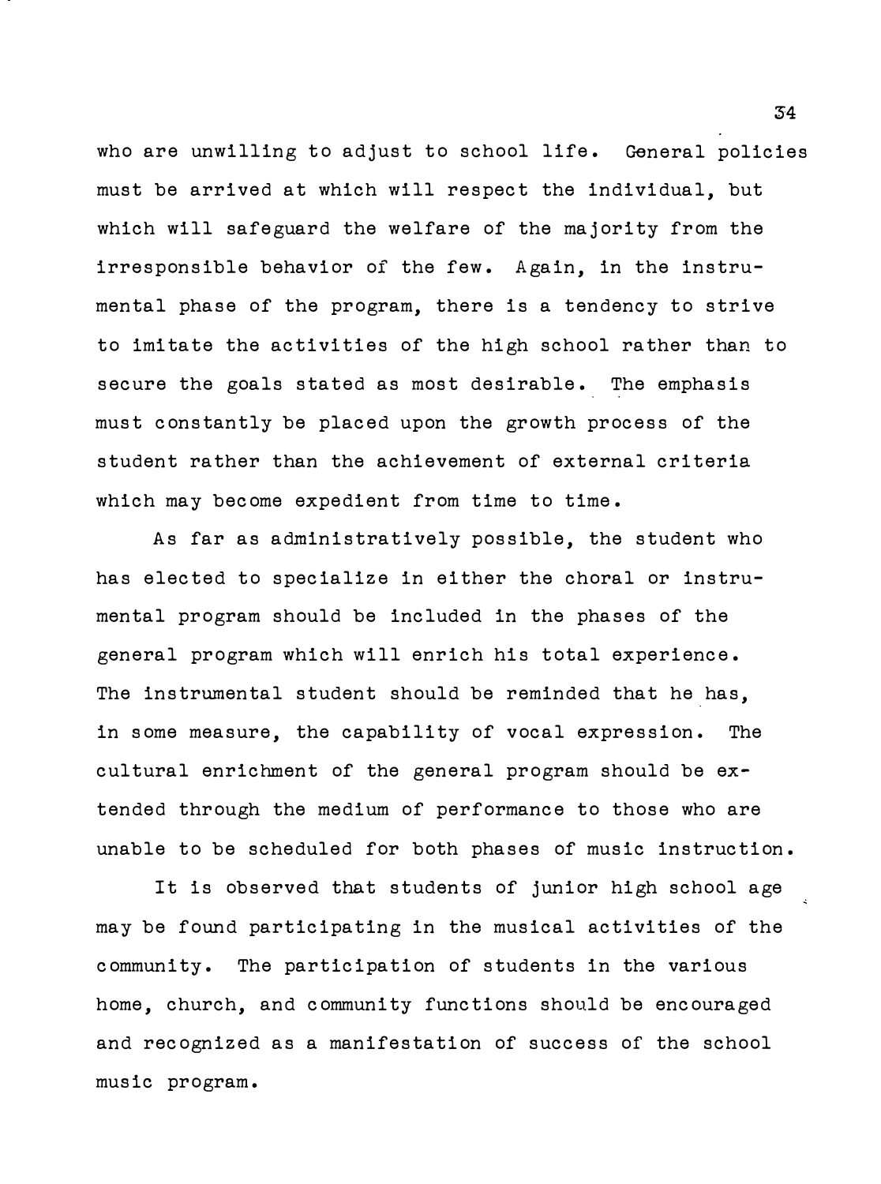who are unwilling to adjust to school life. General policies must be arrived at which will respect the individual, but which will safeguard the welfare of the majority from the irresponsible behavior of the few. Again, in the instrumental phase of the program, there is a tendency to strive to imitate the activities of the high school rather than to secure the goals stated as most desirable. The emphasis must constantly be placed upon the growth process of the student rather than the achievement of external criteria which may become expedient from time to time.

As far as administratively possible, the student who has elected to specialize in either the choral or instrumental program should be included in the phases of the general program which will enrich his total experience. The instrumental student should be reminded that he has, in some measure, the capability of vocal expression. The cultural enrichment of the general program should be extended through the medium of performance to those who are unable to be scheduled for both phases of music instruction.

It is observed that students of junior high school age may be found participating in the musical activities of the community. The participation of students in the various home, church, and community functions should be encouraged and recognized as a manifestation of success of the school music program.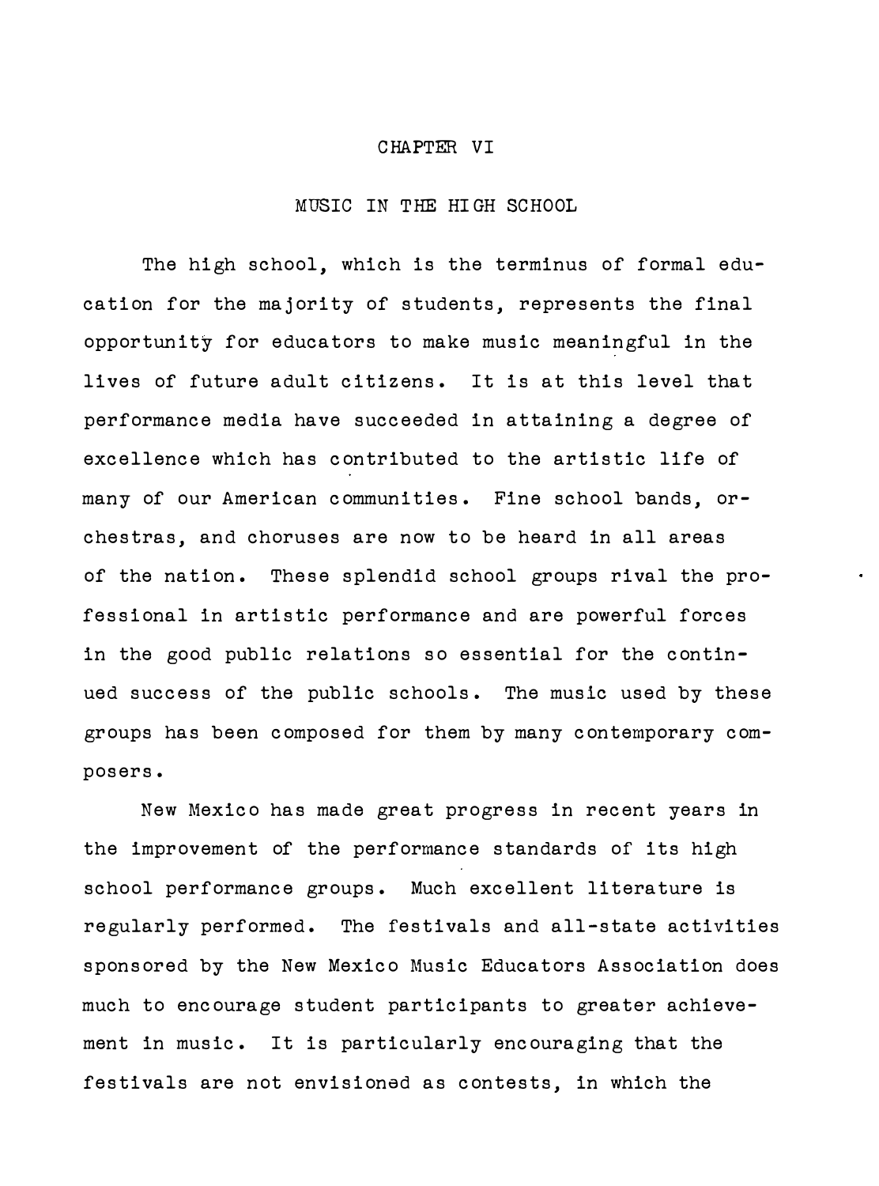# CHAPTER VI

## MUSIC IN THE HIGH SCHOOL

The high school, which is the terminus of formal education for the majority of students, represents the final opportunity for educators to make music meaningful in the lives of future adult citizens. It is at this level that performance media have succeeded in attaining a degree of excellence which has contributed to the artistic life of many of our American communities. Fine school bands, orchestras, and choruses are now to be heard in all areas of the nation. These splendid school groups rival the professional in artistic performance and are powerful forces in the good public relations so essential for the continued success of the public schools. The music used by these groups has been composed for them by many contemporary composers.

New Mexico has made great progress in recent years in the improvement of the performance standards of its high school performance groups. Much excellent literature is regularly performed. The festivals and all-state activities sponsored by the New Mexico Music Educators Association does much to encourage student participants to greater achievement in music. It is particularly encouraging that the festivals are not envisioned as contests, in which the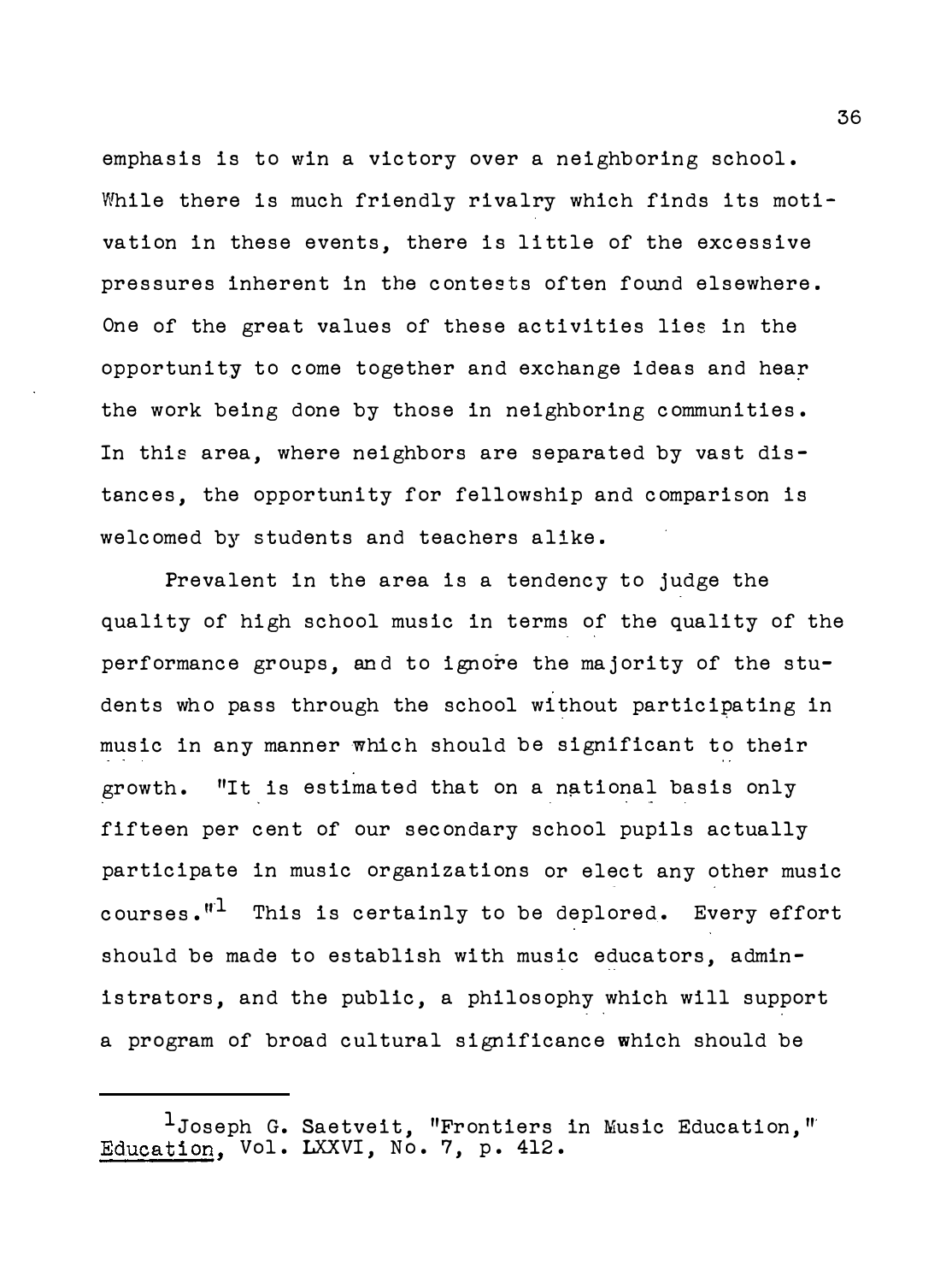emphasis is to win a victory over a neighboring school. While there is much friendly rivalry which finds its motivation in these events, there is little of the excessive pressures inherent in the contests often found elsewhere. One of the great values of these activities lies in the opportunity to come together and exchange ideas and hear the work being done by those in neighboring communities. In this area, where neighbors are separated by vast distances, the opportunity for fellowship and comparison is welcomed by students and teachers alike.

Prevalent in the area is a tendency to judge the quality of high school music in terms of the quality of the performance groups, and to ignore the majority of the students who pass through the school without participating in music in any manner which should be significant to their growth. "It is estimated that on a national basis only fifteen per cent of our secondary school pupils actually participate in music organizations or elect any other music courses."[1] This is certainly to be deplored. Every effort should be made to establish with music educators, administrators, and the public, a philosophy which will support a program of broad cultural significance which should be

---

[1]Joseph G. Saetveit, "Frontiers in Music Education," Education, Vol. LXXVI, No. 7, p. 412.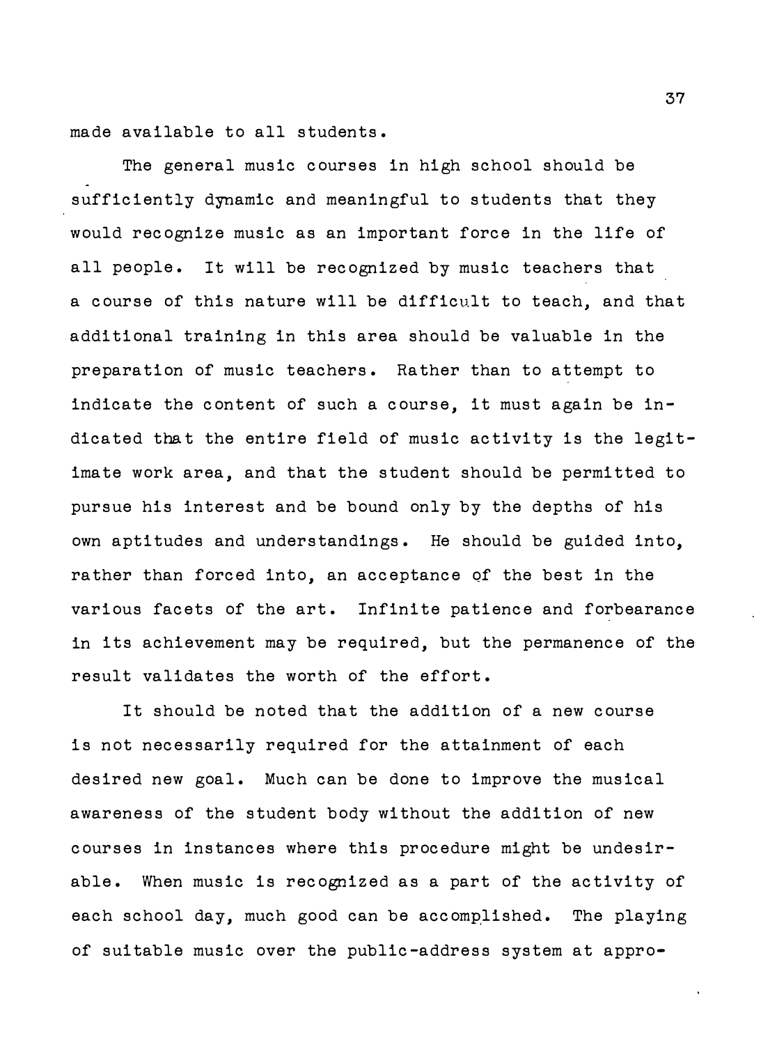made available to all students.

The general music courses in high school should be sufficiently dynamic and meaningful to students that they would recognize music as an important force in the life of all people. It will be recognized by music teachers that a course of this nature will be difficult to teach, and that additional training in this area should be valuable in the preparation of music teachers. Rather than to attempt to indicate the content of such a course, it must again be indicated that the entire field of music activity is the legitimate work area, and that the student should be permitted to pursue his interest and be bound only by the depths of his own aptitudes and understandings. He should be guided into, rather than forced into, an acceptance of the best in the various facets of the art. Infinite patience and forbearance in its achievement may be required, but the permanence of the result validates the worth of the effort.

It should be noted that the addition of a new course is not necessarily required for the attainment of each desired new goal. Much can be done to improve the musical awareness of the student body without the addition of new courses in instances where this procedure might be undesirable. When music is recognized as a part of the activity of each school day, much good can be accomplished. The playing of suitable music over the public-address system at appro-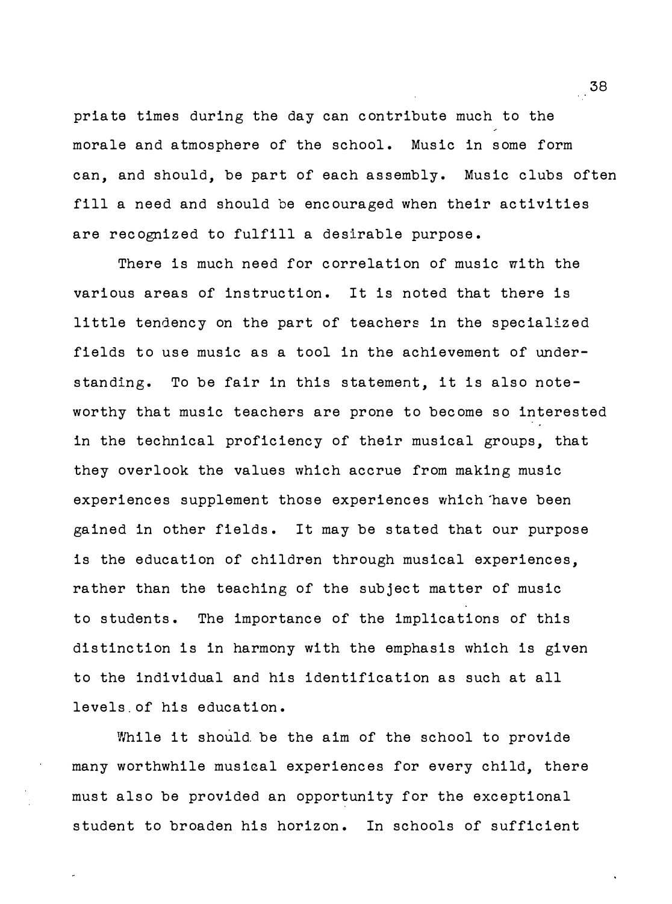priate times during the day can contribute much to the morale and atmosphere of the school. Music in some form can, and should, be part of each assembly. Music clubs often fill a need and should be encouraged when their activities are recognized to fulfill a desirable purpose.

There is much need for correlation of music with the various areas of instruction. It is noted that there is little tendency on the part of teachers in the specialized fields to use music as a tool in the achievement of understanding. To be fair in this statement, it is also noteworthy that music teachers are prone to become so interested in the technical proficiency of their musical groups, that they overlook the values which accrue from making music experiences supplement those experiences which have been gained in other fields. It may be stated that our purpose is the education of children through musical experiences, rather than the teaching of the subject matter of music to students. The importance of the implications of this distinction is in harmony with the emphasis which is given to the individual and his identification as such at all levels of his education.

While it should be the aim of the school to provide many worthwhile musical experiences for every child, there must also be provided an opportunity for the exceptional student to broaden his horizon. In schools of sufficient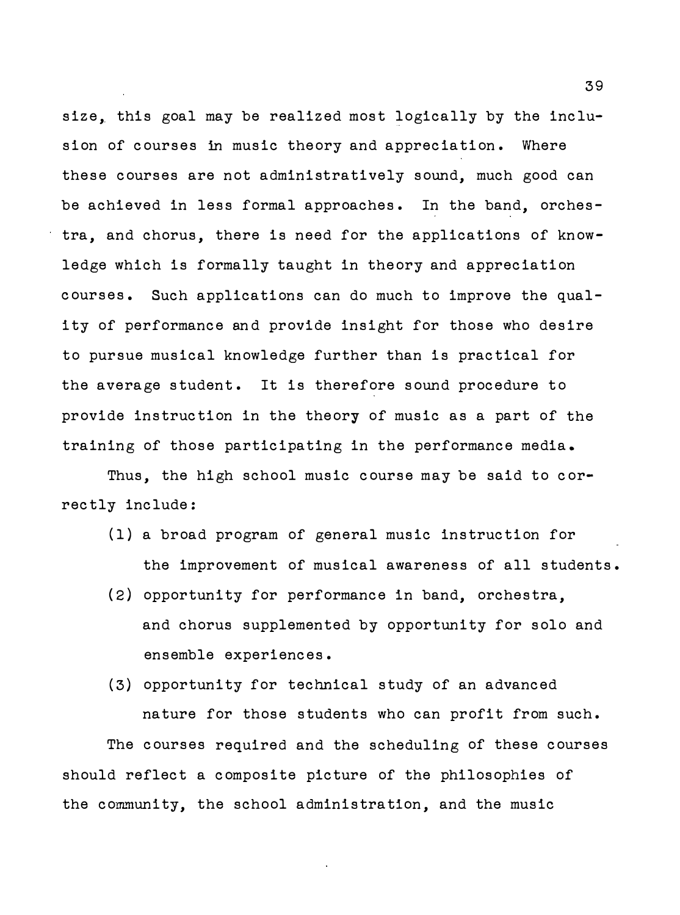size, this goal may be realized most logically by the inclusion of courses in music theory and appreciation. Where these courses are not administratively sound, much good can be achieved in less formal approaches. In the band, orchestra, and chorus, there is need for the applications of knowledge which is formally taught in theory and appreciation courses. Such applications can do much to improve the quality of performance and provide insight for those who desire to pursue musical knowledge further than is practical for the average student. It is therefore sound procedure to provide instruction in the theory of music as a part of the training of those participating in the performance media.

Thus, the high school music course may be said to correctly include:

(1) a broad program of general music instruction for the improvement of musical awareness of all students.

(2) opportunity for performance in band, orchestra, and chorus supplemented by opportunity for solo and ensemble experiences.

(3) opportunity for technical study of an advanced nature for those students who can profit from such.

The courses required and the scheduling of these courses should reflect a composite picture of the philosophies of the community, the school administration, and the music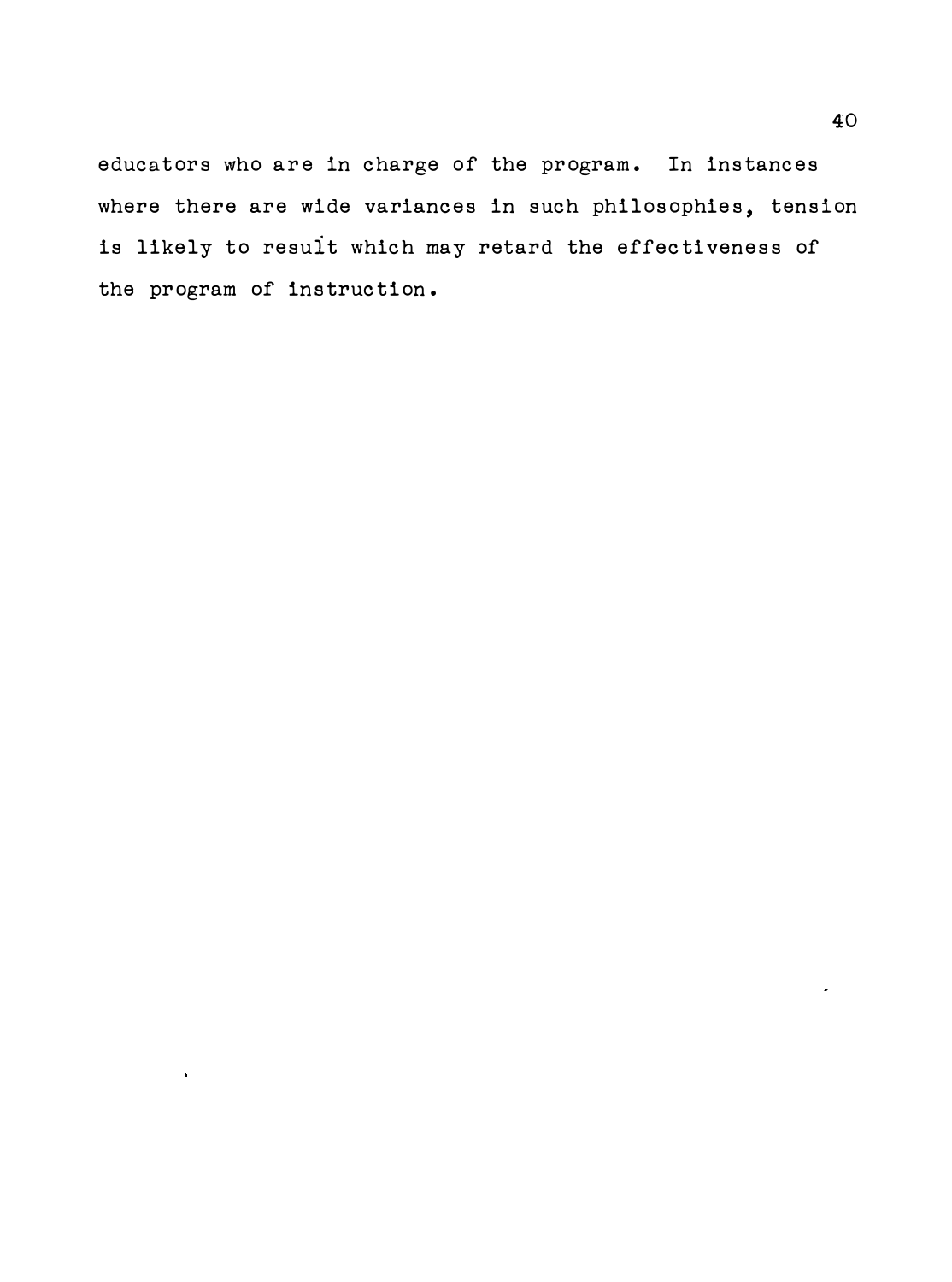educators who are in charge of the program. In instances where there are wide variances in such philosophies, tension is likely to result which may retard the effectiveness of the program of instruction.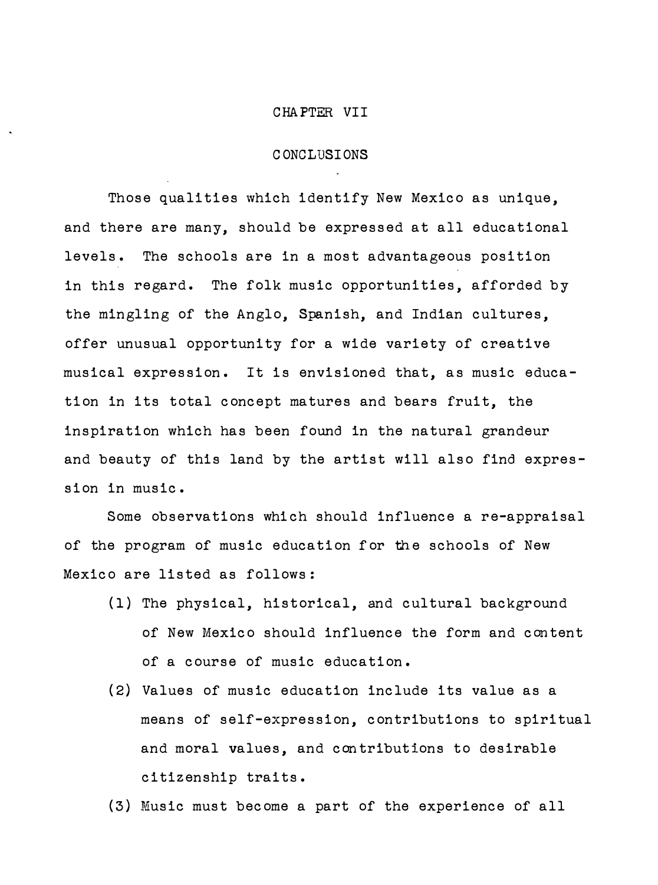# CHAPTER VII

## CONCLUSIONS

Those qualities which identify New Mexico as unique, and there are many, should be expressed at all educational levels. The schools are in a most advantageous position in this regard. The folk music opportunities, afforded by the mingling of the Anglo, Spanish, and Indian cultures, offer unusual opportunity for a wide variety of creative musical expression. It is envisioned that, as music education in its total concept matures and bears fruit, the inspiration which has been found in the natural grandeur and beauty of this land by the artist will also find expression in music.

Some observations which should influence a re-appraisal of the program of music education for the schools of New Mexico are listed as follows:

(1) The physical, historical, and cultural background of New Mexico should influence the form and content of a course of music education.

(2) Values of music education include its value as a means of self-expression, contributions to spiritual and moral values, and contributions to desirable citizenship traits.

(3) Music must become a part of the experience of all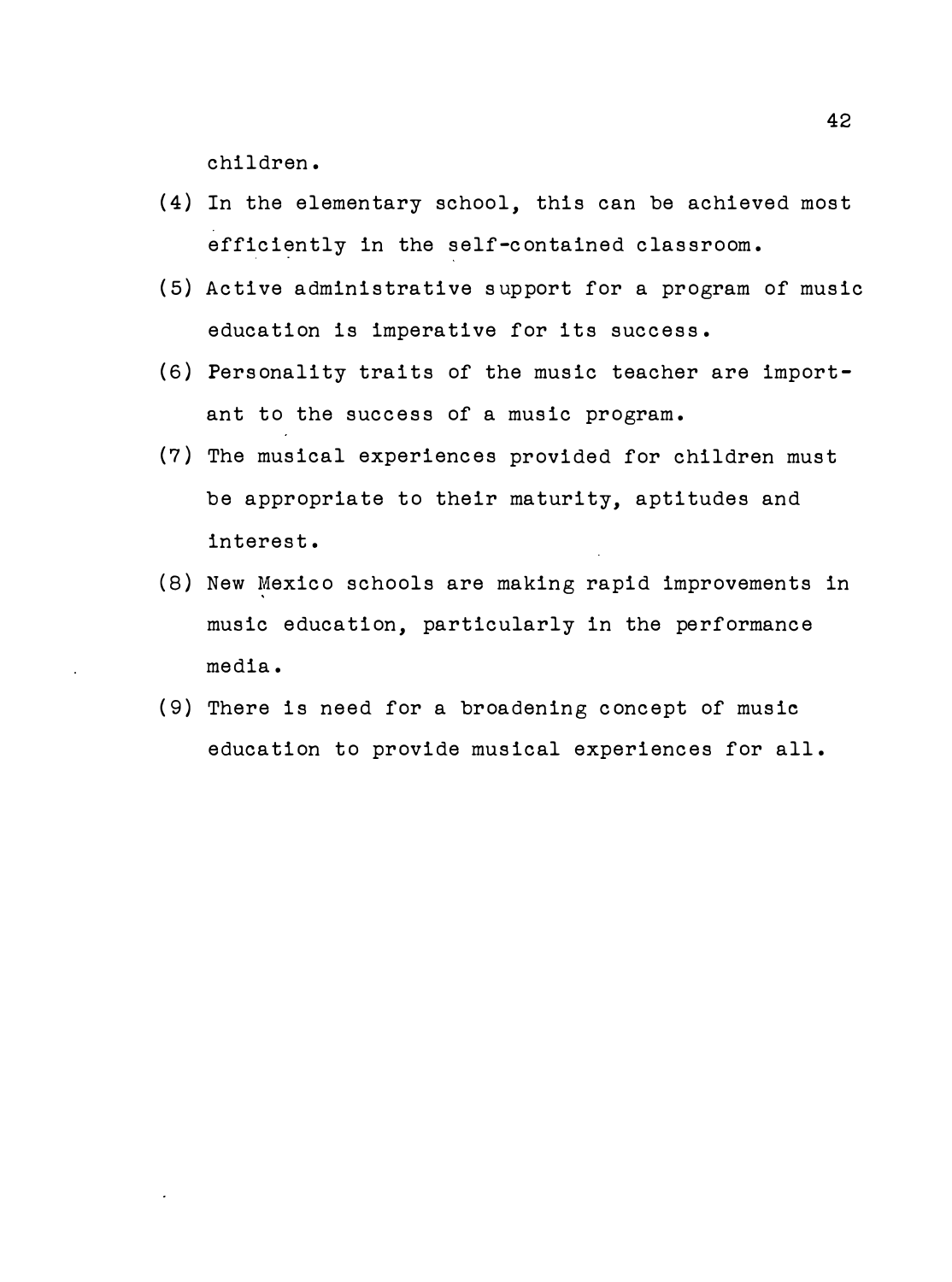children.

(4) In the elementary school, this can be achieved most efficiently in the self-contained classroom.

(5) Active administrative support for a program of music education is imperative for its success.

(6) Personality traits of the music teacher are important to the success of a music program.

(7) The musical experiences provided for children must be appropriate to their maturity, aptitudes and interest.

(8) New Mexico schools are making rapid improvements in music education, particularly in the performance media.

(9) There is need for a broadening concept of music education to provide musical experiences for all.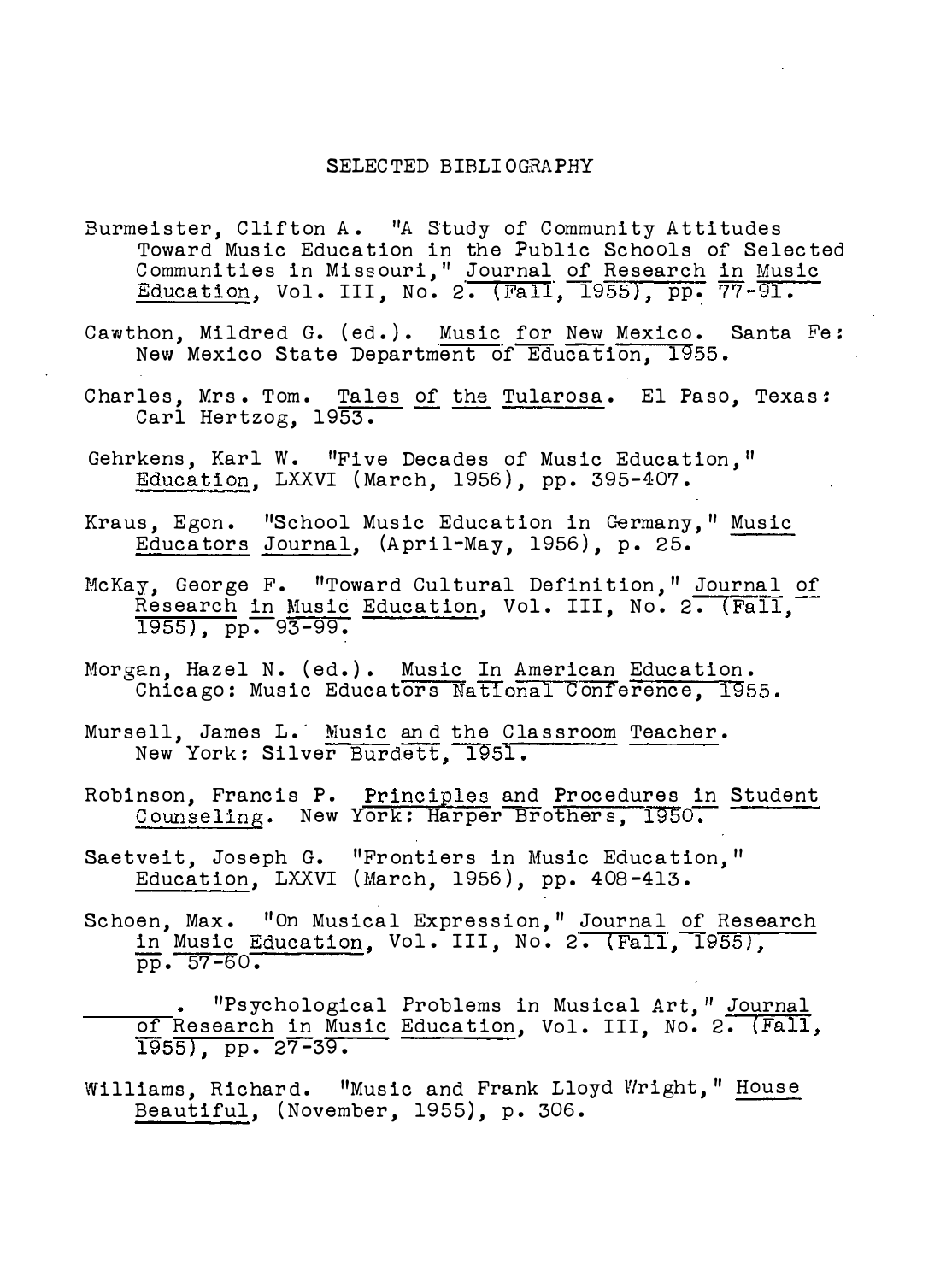# SELECTED BIBLIOGRAPHY

Burmeister, Clifton A. "A Study of Community Attitudes Toward Music Education in the Public Schools of Selected Communities in Missouri," *Journal of Research in Music Education*, Vol. III, No. 2. (Fall, 1955), pp. 77-91.

Cawthon, Mildred G. (ed.). *Music for New Mexico*. Santa Fe: New Mexico State Department of Education, 1955.

Charles, Mrs. Tom. *Tales of the Tularosa*. El Paso, Texas: Carl Hertzog, 1953.

Gehrkens, Karl W. "Five Decades of Music Education," *Education*, LXXVI (March, 1956), pp. 395-407.

Kraus, Egon. "School Music Education in Germany," *Music Educators Journal*, (April-May, 1956), p. 25.

McKay, George F. "Toward Cultural Definition," *Journal of Research in Music Education*, Vol. III, No. 2. (Fall, 1955), pp. 93-99.

Morgan, Hazel N. (ed.). *Music In American Education*. Chicago: Music Educators National Conference, 1955.

Mursell, James L. *Music and the Classroom Teacher*. New York: Silver Burdett, 1951.

Robinson, Francis P. *Principles and Procedures in Student Counseling*. New York: Harper Brothers, 1950.

Saetveit, Joseph G. "Frontiers in Music Education," *Education*, LXXVI (March, 1956), pp. 408-413.

Schoen, Max. "On Musical Expression," *Journal of Research in Music Education*, Vol. III, No. 2. (Fall, 1955), pp. 57-60.

\_\_\_\_\_\_\_\_. "Psychological Problems in Musical Art," *Journal of Research in Music Education*, Vol. III, No. 2. (Fall, 1955), pp. 27-39.

Williams, Richard. "Music and Frank Lloyd Wright," *House Beautiful*, (November, 1955), p. 306.